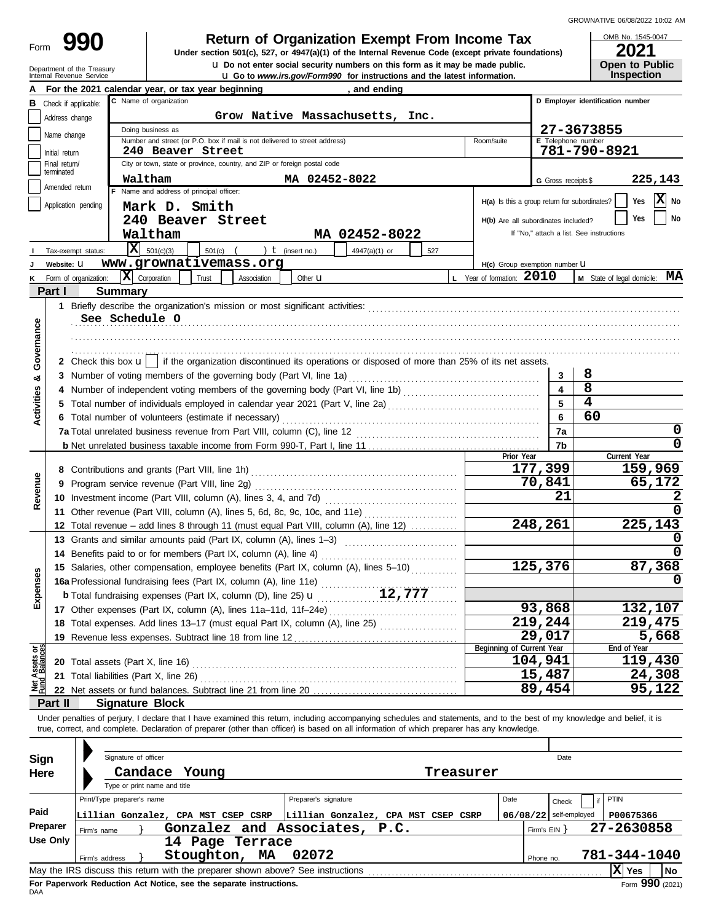GROWNATIVE 06/08/2022 10:02 AM

Form **990**

# Return of Organization Exempt From Income Tax

**Under section 501(c), 527, or 4947(a)(1) of the Internal Revenue Code (except private foundations)**

u Do not enter social security numbers on this form as it may be made public.

u Go to *www.irs.gov/Form990* for instructions and the latest information.

Department of the Treasury
Internal Revenue Service

OMB No. 1545-0047

**2021**

**Open to Public Inspection**

**A** For the 2021 calendar year, or tax year beginning , and ending

**B** Check if applicable:
- Address change
- Name change
- Initial return
- Final return/terminated
- Amended return
- Application pending

**C** Name of organization: **Grow Native Massachusetts, Inc.**

Doing business as

Number and street (or P.O. box if mail is not delivered to street address): **240 Beaver Street** Room/suite

City or town, state or province, country, and ZIP or foreign postal code: **Waltham MA 02452-8022**

**D** Employer identification number: **27-3673855**

**E** Telephone number: **781-790-8921**

**G** Gross receipts $ **225,143**

**F** Name and address of principal officer:
**Mark D. Smith**
**240 Beaver Street**
**Waltham MA 02452-8022**

**H(a)** Is this a group return for subordinates? Yes [ ] No [X]

**H(b)** Are all subordinates included? Yes [ ] No [ ]
If "No," attach a list. See instructions

**I** Tax-exempt status: [X] 501(c)(3) [ ] 501(c) ( ) t (insert no.) [ ] 4947(a)(1) or [ ] 527

**J** Website: u **www.grownativemass.org**

**H(c)** Group exemption number u

**K** Form of organization: [X] Corporation [ ] Trust [ ] Association [ ] Other u

**L** Year of formation: **2010**

**M** State of legal domicile: **MA**

## Part I Summary

**Activities & Governance**

1 Briefly describe the organization's mission or most significant activities:
**See Schedule O**

2 Check this box u [ ] if the organization discontinued its operations or disposed of more than 25% of its net assets.

| | | Line | |
|---|---|---|---|
| 3 | Number of voting members of the governing body (Part VI, line 1a) | 3 | 8 |
| 4 | Number of independent voting members of the governing body (Part VI, line 1b) | 4 | 8 |
| 5 | Total number of individuals employed in calendar year 2021 (Part V, line 2a) | 5 | 4 |
| 6 | Total number of volunteers (estimate if necessary) | 6 | 60 |
| 7a | Total unrelated business revenue from Part VIII, column (C), line 12 | 7a | 0 |
| b | Net unrelated business taxable income from Form 990-T, Part I, line 11 | 7b | 0 |

| | | Prior Year | Current Year |
|---|---|---|---|
| **Revenue** | | | |
| 8 | Contributions and grants (Part VIII, line 1h) | 177,399 | 159,969 |
| 9 | Program service revenue (Part VIII, line 2g) | 70,841 | 65,172 |
| 10 | Investment income (Part VIII, column (A), lines 3, 4, and 7d) | 21 | 2 |
| 11 | Other revenue (Part VIII, column (A), lines 5, 6d, 8c, 9c, 10c, and 11e) | | 0 |
| 12 | Total revenue – add lines 8 through 11 (must equal Part VIII, column (A), line 12) | 248,261 | 225,143 |
| **Expenses** | | | |
| 13 | Grants and similar amounts paid (Part IX, column (A), lines 1–3) | | 0 |
| 14 | Benefits paid to or for members (Part IX, column (A), line 4) | | 0 |
| 15 | Salaries, other compensation, employee benefits (Part IX, column (A), lines 5–10) | 125,376 | 87,368 |
| 16a | Professional fundraising fees (Part IX, column (A), line 11e) | | 0 |
| b | Total fundraising expenses (Part IX, column (D), line 25) u 12,777 | | |
| 17 | Other expenses (Part IX, column (A), lines 11a–11d, 11f–24e) | 93,868 | 132,107 |
| 18 | Total expenses. Add lines 13–17 (must equal Part IX, column (A), line 25) | 219,244 | 219,475 |
| 19 | Revenue less expenses. Subtract line 18 from line 12 | 29,017 | 5,668 |

| **Net Assets or Fund Balances** | | Beginning of Current Year | End of Year |
|---|---|---|---|
| 20 | Total assets (Part X, line 16) | 104,941 | 119,430 |
| 21 | Total liabilities (Part X, line 26) | 15,487 | 24,308 |
| 22 | Net assets or fund balances. Subtract line 21 from line 20 | 89,454 | 95,122 |

## Part II Signature Block

Under penalties of perjury, I declare that I have examined this return, including accompanying schedules and statements, and to the best of my knowledge and belief, it is true, correct, and complete. Declaration of preparer (other than officer) is based on all information of which preparer has any knowledge.

**Sign Here**

Signature of officer — Date

**Candace Young** — **Treasurer**

Type or print name and title

**Paid Preparer Use Only**

| Print/Type preparer's name | Preparer's signature | Date | Check [ ] if self-employed | PTIN |
|---|---|---|---|---|
| Lillian Gonzalez, CPA MST CSEP CSRP | Lillian Gonzalez, CPA MST CSEP CSRP | 06/08/22 | | P00675366 |

Firm's name } **Gonzalez and Associates, P.C.** Firm's EIN } **27-2630858**

Firm's address } **14 Page Terrace, Stoughton, MA 02072** Phone no. **781-344-1040**

May the IRS discuss this return with the preparer shown above? See instructions [X] Yes [ ] No

**For Paperwork Reduction Act Notice, see the separate instructions.**

DAA

Form **990** (2021)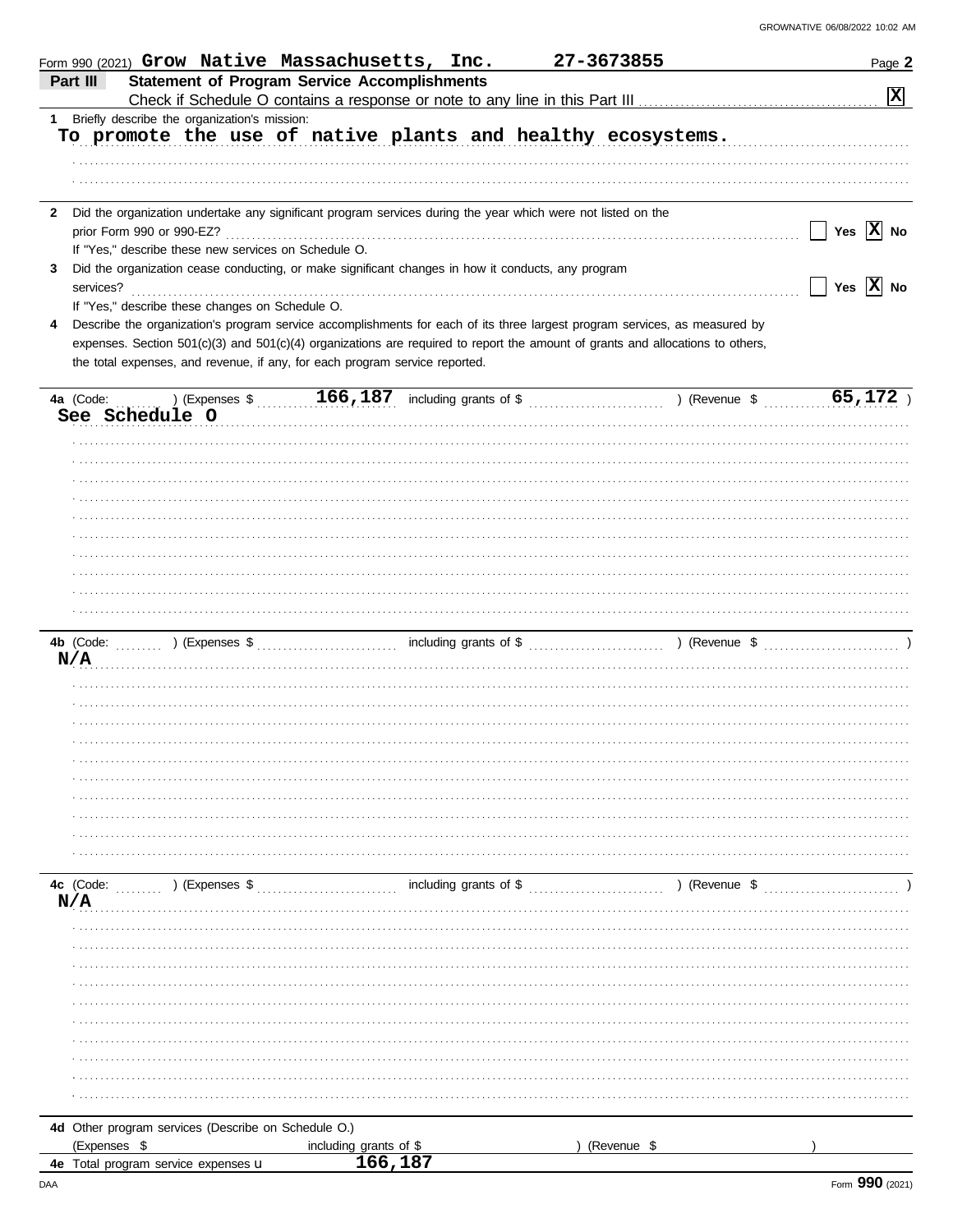Form 990 (2021) **Grow Native Massachusetts, Inc.** **27-3673855**

## Part III Statement of Program Service Accomplishments

Check if Schedule O contains a response or note to any line in this Part III ..... [X]

**1** Briefly describe the organization's mission:

**To promote the use of native plants and healthy ecosystems.**

**2** Did the organization undertake any significant program services during the year which were not listed on the prior Form 990 or 990-EZ? ..... [ ] Yes [X] No

If "Yes," describe these new services on Schedule O.

**3** Did the organization cease conducting, or make significant changes in how it conducts, any program services? ..... [ ] Yes [X] No

If "Yes," describe these changes on Schedule O.

**4** Describe the organization's program service accomplishments for each of its three largest program services, as measured by expenses. Section 501(c)(3) and 501(c)(4) organizations are required to report the amount of grants and allocations to others, the total expenses, and revenue, if any, for each program service reported.

**4a** (Code: ) (Expenses $ **166,187** including grants of $ ) (Revenue $ **65,172** )

**See Schedule O**

**4b** (Code: ) (Expenses $ including grants of $ ) (Revenue $ )

**N/A**

**4c** (Code: ) (Expenses $ including grants of $ ) (Revenue $ )

**N/A**

**4d** Other program services (Describe on Schedule O.)

(Expenses $ including grants of $ ) (Revenue $ )

**4e** Total program service expenses **166,187**

Form **990** (2021)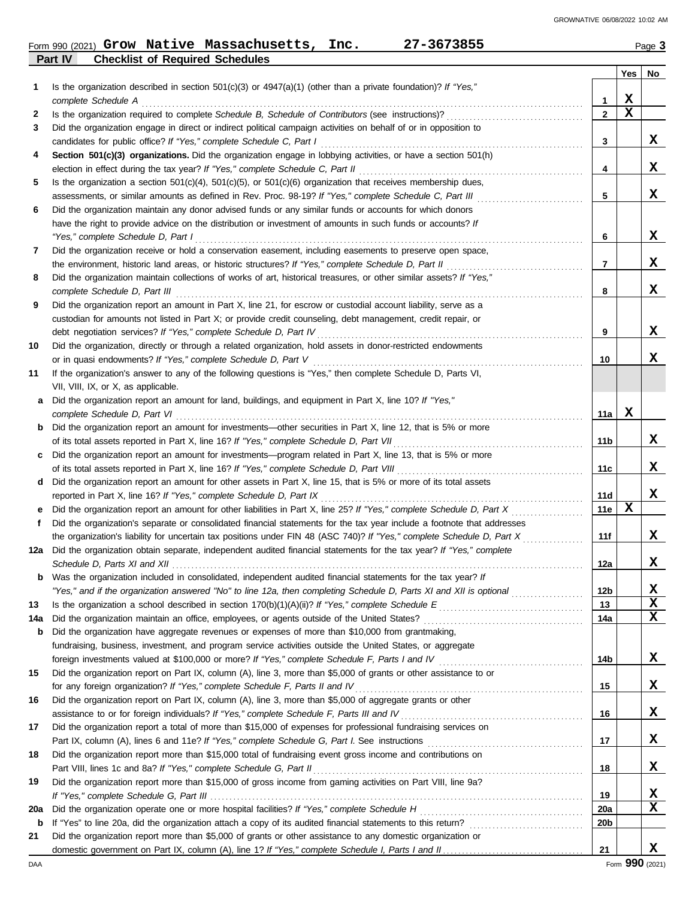Form 990 (2021) **Grow Native Massachusetts, Inc. 27-3673855** Page **3**

**Part IV Checklist of Required Schedules**

| | | | Yes | No |
|---|---|---|---|---|
| 1 | Is the organization described in section 501(c)(3) or 4947(a)(1) (other than a private foundation)? *If "Yes," complete Schedule A* | 1 | X | |
| 2 | Is the organization required to complete *Schedule B, Schedule of Contributors* (see instructions)? | 2 | X | |
| 3 | Did the organization engage in direct or indirect political campaign activities on behalf of or in opposition to candidates for public office? *If "Yes," complete Schedule C, Part I* | 3 | | X |
| 4 | **Section 501(c)(3) organizations.** Did the organization engage in lobbying activities, or have a section 501(h) election in effect during the tax year? *If "Yes," complete Schedule C, Part II* | 4 | | X |
| 5 | Is the organization a section 501(c)(4), 501(c)(5), or 501(c)(6) organization that receives membership dues, assessments, or similar amounts as defined in Rev. Proc. 98-19? *If "Yes," complete Schedule C, Part III* | 5 | | X |
| 6 | Did the organization maintain any donor advised funds or any similar funds or accounts for which donors have the right to provide advice on the distribution or investment of amounts in such funds or accounts? *If "Yes," complete Schedule D, Part I* | 6 | | X |
| 7 | Did the organization receive or hold a conservation easement, including easements to preserve open space, the environment, historic land areas, or historic structures? *If "Yes," complete Schedule D, Part II* | 7 | | X |
| 8 | Did the organization maintain collections of works of art, historical treasures, or other similar assets? *If "Yes," complete Schedule D, Part III* | 8 | | X |
| 9 | Did the organization report an amount in Part X, line 21, for escrow or custodial account liability, serve as a custodian for amounts not listed in Part X; or provide credit counseling, debt management, credit repair, or debt negotiation services? *If "Yes," complete Schedule D, Part IV* | 9 | | X |
| 10 | Did the organization, directly or through a related organization, hold assets in donor-restricted endowments or in quasi endowments? *If "Yes," complete Schedule D, Part V* | 10 | | X |
| 11 | If the organization's answer to any of the following questions is "Yes," then complete Schedule D, Parts VI, VII, VIII, IX, or X, as applicable. | | | |
| a | Did the organization report an amount for land, buildings, and equipment in Part X, line 10? *If "Yes," complete Schedule D, Part VI* | 11a | X | |
| b | Did the organization report an amount for investments—other securities in Part X, line 12, that is 5% or more of its total assets reported in Part X, line 16? *If "Yes," complete Schedule D, Part VII* | 11b | | X |
| c | Did the organization report an amount for investments—program related in Part X, line 13, that is 5% or more of its total assets reported in Part X, line 16? *If "Yes," complete Schedule D, Part VIII* | 11c | | X |
| d | Did the organization report an amount for other assets in Part X, line 15, that is 5% or more of its total assets reported in Part X, line 16? *If "Yes," complete Schedule D, Part IX* | 11d | | X |
| e | Did the organization report an amount for other liabilities in Part X, line 25? *If "Yes," complete Schedule D, Part X* | 11e | X | |
| f | Did the organization's separate or consolidated financial statements for the tax year include a footnote that addresses the organization's liability for uncertain tax positions under FIN 48 (ASC 740)? *If "Yes," complete Schedule D, Part X* | 11f | | X |
| 12a | Did the organization obtain separate, independent audited financial statements for the tax year? *If "Yes," complete Schedule D, Parts XI and XII* | 12a | | X |
| b | Was the organization included in consolidated, independent audited financial statements for the tax year? *If "Yes," and if the organization answered "No" to line 12a, then completing Schedule D, Parts XI and XII is optional* | 12b | | X |
| 13 | Is the organization a school described in section 170(b)(1)(A)(ii)? *If "Yes," complete Schedule E* | 13 | | X |
| 14a | Did the organization maintain an office, employees, or agents outside of the United States? | 14a | | X |
| b | Did the organization have aggregate revenues or expenses of more than $10,000 from grantmaking, fundraising, business, investment, and program service activities outside the United States, or aggregate foreign investments valued at $100,000 or more? *If "Yes," complete Schedule F, Parts I and IV* | 14b | | X |
| 15 | Did the organization report on Part IX, column (A), line 3, more than $5,000 of grants or other assistance to or for any foreign organization? *If "Yes," complete Schedule F, Parts II and IV* | 15 | | X |
| 16 | Did the organization report on Part IX, column (A), line 3, more than $5,000 of aggregate grants or other assistance to or for foreign individuals? *If "Yes," complete Schedule F, Parts III and IV* | 16 | | X |
| 17 | Did the organization report a total of more than $15,000 of expenses for professional fundraising services on Part IX, column (A), lines 6 and 11e? *If "Yes," complete Schedule G, Part I.* See instructions | 17 | | X |
| 18 | Did the organization report more than $15,000 total of fundraising event gross income and contributions on Part VIII, lines 1c and 8a? *If "Yes," complete Schedule G, Part II* | 18 | | X |
| 19 | Did the organization report more than $15,000 of gross income from gaming activities on Part VIII, line 9a? *If "Yes," complete Schedule G, Part III* | 19 | | X |
| 20a | Did the organization operate one or more hospital facilities? *If "Yes," complete Schedule H* | 20a | | X |
| b | If "Yes" to line 20a, did the organization attach a copy of its audited financial statements to this return? | 20b | | |
| 21 | Did the organization report more than $5,000 of grants or other assistance to any domestic organization or domestic government on Part IX, column (A), line 1? *If "Yes," complete Schedule I, Parts I and II* | 21 | | X |

Form **990** (2021)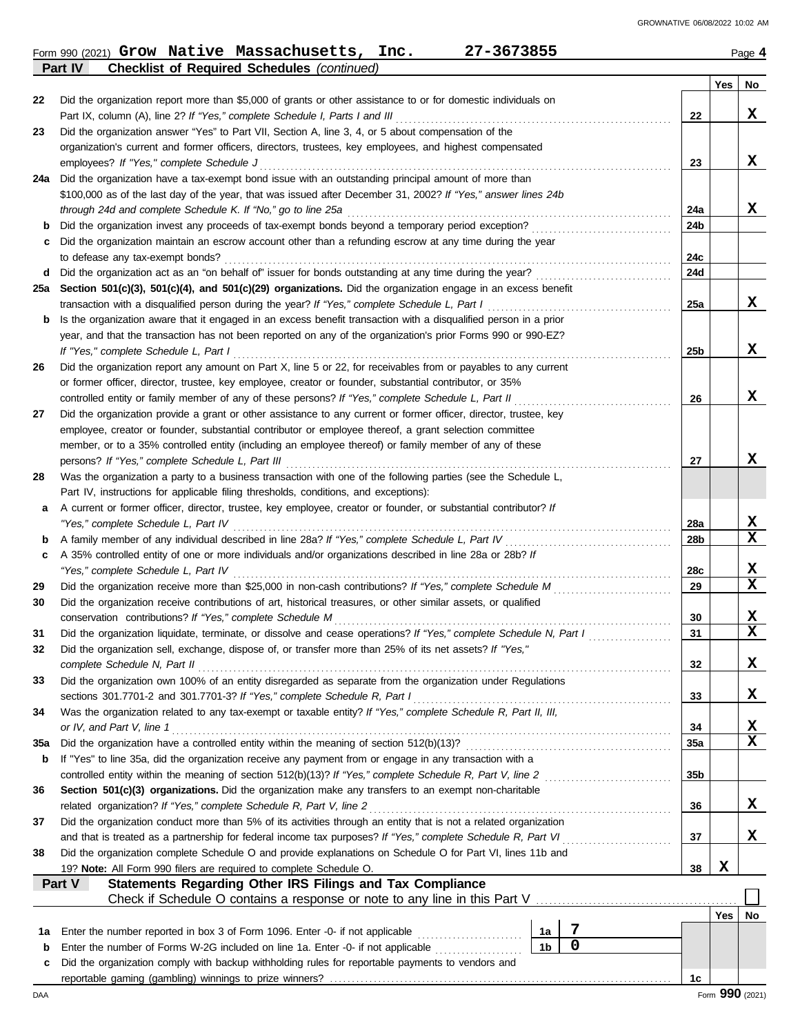Form 990 (2021) **Grow Native Massachusetts, Inc. 27-3673855** Page **4**

## Part IV Checklist of Required Schedules *(continued)*

| | | | Yes | No |
|---|---|---|---|---|
| 22 | Did the organization report more than $5,000 of grants or other assistance to or for domestic individuals on Part IX, column (A), line 2? *If "Yes," complete Schedule I, Parts I and III* | 22 | | X |
| 23 | Did the organization answer "Yes" to Part VII, Section A, line 3, 4, or 5 about compensation of the organization's current and former officers, directors, trustees, key employees, and highest compensated employees? *If "Yes," complete Schedule J* | 23 | | X |
| 24a | Did the organization have a tax-exempt bond issue with an outstanding principal amount of more than $100,000 as of the last day of the year, that was issued after December 31, 2002? *If "Yes," answer lines 24b through 24d and complete Schedule K. If "No," go to line 25a* | 24a | | X |
| b | Did the organization invest any proceeds of tax-exempt bonds beyond a temporary period exception? | 24b | | |
| c | Did the organization maintain an escrow account other than a refunding escrow at any time during the year to defease any tax-exempt bonds? | 24c | | |
| d | Did the organization act as an "on behalf of" issuer for bonds outstanding at any time during the year? | 24d | | |
| 25a | **Section 501(c)(3), 501(c)(4), and 501(c)(29) organizations.** Did the organization engage in an excess benefit transaction with a disqualified person during the year? *If "Yes," complete Schedule L, Part I* | 25a | | X |
| b | Is the organization aware that it engaged in an excess benefit transaction with a disqualified person in a prior year, and that the transaction has not been reported on any of the organization's prior Forms 990 or 990-EZ? *If "Yes," complete Schedule L, Part I* | 25b | | X |
| 26 | Did the organization report any amount on Part X, line 5 or 22, for receivables from or payables to any current or former officer, director, trustee, key employee, creator or founder, substantial contributor, or 35% controlled entity or family member of any of these persons? *If "Yes," complete Schedule L, Part II* | 26 | | X |
| 27 | Did the organization provide a grant or other assistance to any current or former officer, director, trustee, key employee, creator or founder, substantial contributor or employee thereof, a grant selection committee member, or to a 35% controlled entity (including an employee thereof) or family member of any of these persons? *If "Yes," complete Schedule L, Part III* | 27 | | X |
| 28 | Was the organization a party to a business transaction with one of the following parties (see the Schedule L, Part IV, instructions for applicable filing thresholds, conditions, and exceptions): | | | |
| a | A current or former officer, director, trustee, key employee, creator or founder, or substantial contributor? *If "Yes," complete Schedule L, Part IV* | 28a | | X |
| b | A family member of any individual described in line 28a? *If "Yes," complete Schedule L, Part IV* | 28b | | X |
| c | A 35% controlled entity of one or more individuals and/or organizations described in line 28a or 28b? *If "Yes," complete Schedule L, Part IV* | 28c | | X |
| 29 | Did the organization receive more than $25,000 in non-cash contributions? *If "Yes," complete Schedule M* | 29 | | X |
| 30 | Did the organization receive contributions of art, historical treasures, or other similar assets, or qualified conservation contributions? *If "Yes," complete Schedule M* | 30 | | X |
| 31 | Did the organization liquidate, terminate, or dissolve and cease operations? *If "Yes," complete Schedule N, Part I* | 31 | | X |
| 32 | Did the organization sell, exchange, dispose of, or transfer more than 25% of its net assets? *If "Yes," complete Schedule N, Part II* | 32 | | X |
| 33 | Did the organization own 100% of an entity disregarded as separate from the organization under Regulations sections 301.7701-2 and 301.7701-3? *If "Yes," complete Schedule R, Part I* | 33 | | X |
| 34 | Was the organization related to any tax-exempt or taxable entity? *If "Yes," complete Schedule R, Part II, III, or IV, and Part V, line 1* | 34 | | X |
| 35a | Did the organization have a controlled entity within the meaning of section 512(b)(13)? | 35a | | X |
| b | If "Yes" to line 35a, did the organization receive any payment from or engage in any transaction with a controlled entity within the meaning of section 512(b)(13)? *If "Yes," complete Schedule R, Part V, line 2* | 35b | | |
| 36 | **Section 501(c)(3) organizations.** Did the organization make any transfers to an exempt non-charitable related organization? *If "Yes," complete Schedule R, Part V, line 2* | 36 | | X |
| 37 | Did the organization conduct more than 5% of its activities through an entity that is not a related organization and that is treated as a partnership for federal income tax purposes? *If "Yes," complete Schedule R, Part VI* | 37 | | X |
| 38 | Did the organization complete Schedule O and provide explanations on Schedule O for Part VI, lines 11b and 19? **Note:** All Form 990 filers are required to complete Schedule O. | 38 | X | |

## Part V Statements Regarding Other IRS Filings and Tax Compliance

Check if Schedule O contains a response or note to any line in this Part V ☐

| | | | | | Yes | No |
|---|---|---|---|---|---|---|
| 1a | Enter the number reported in box 3 of Form 1096. Enter -0- if not applicable | 1a | 7 | | | |
| b | Enter the number of Forms W-2G included on line 1a. Enter -0- if not applicable | 1b | 0 | | | |
| c | Did the organization comply with backup withholding rules for reportable payments to vendors and reportable gaming (gambling) winnings to prize winners? | | | 1c | | |

Form **990** (2021)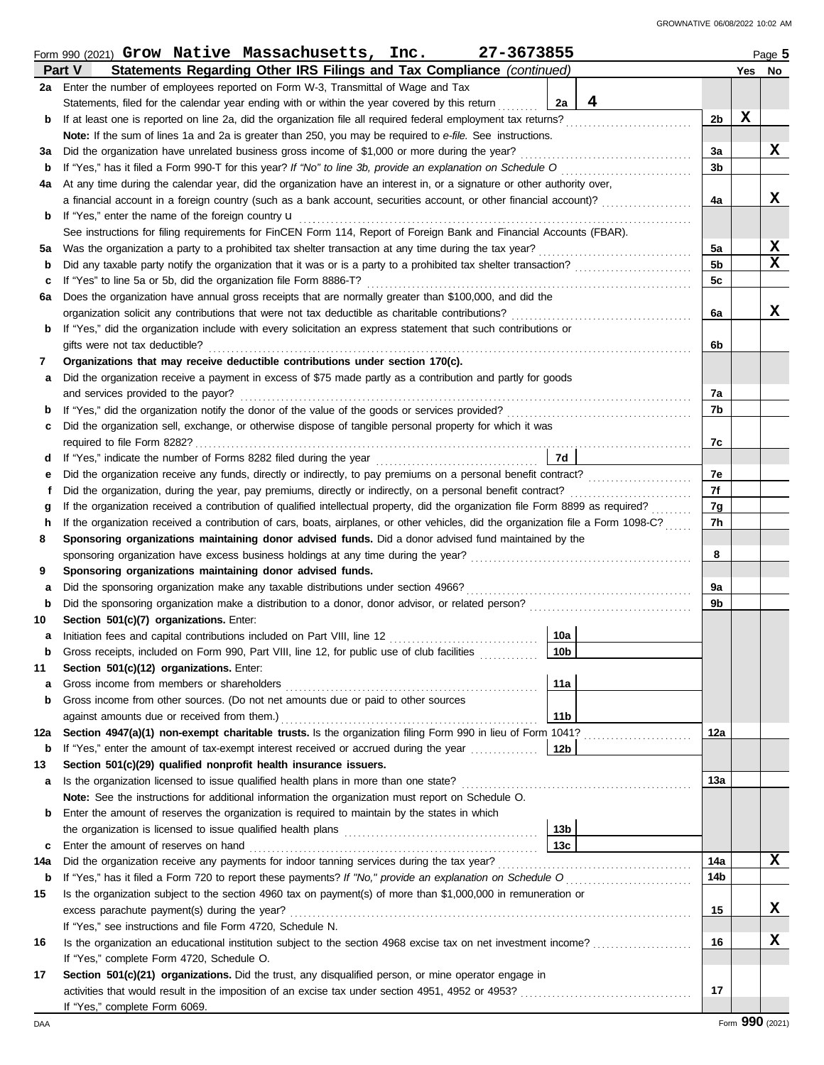Form 990 (2021) **Grow Native Massachusetts, Inc. 27-3673855** Page **5**

**Part V Statements Regarding Other IRS Filings and Tax Compliance** *(continued)*

| | | | | Yes | No |
|---|---|---|---|---|---|
| **2a** | Enter the number of employees reported on Form W-3, Transmittal of Wage and Tax Statements, filed for the calendar year ending with or within the year covered by this return | 2a: 4 | | | |
| **b** | If at least one is reported on line 2a, did the organization file all required federal employment tax returns? | | 2b | X | |
| | **Note:** If the sum of lines 1a and 2a is greater than 250, you may be required to *e-file.* See instructions. | | | | |
| **3a** | Did the organization have unrelated business gross income of $1,000 or more during the year? | | 3a | | X |
| **b** | If "Yes," has it filed a Form 990-T for this year? *If "No" to line 3b, provide an explanation on Schedule O* | | 3b | | |
| **4a** | At any time during the calendar year, did the organization have an interest in, or a signature or other authority over, a financial account in a foreign country (such as a bank account, securities account, or other financial account)? | | 4a | | X |
| **b** | If "Yes," enter the name of the foreign country u | | | | |
| | See instructions for filing requirements for FinCEN Form 114, Report of Foreign Bank and Financial Accounts (FBAR). | | | | |
| **5a** | Was the organization a party to a prohibited tax shelter transaction at any time during the tax year? | | 5a | | X |
| **b** | Did any taxable party notify the organization that it was or is a party to a prohibited tax shelter transaction? | | 5b | | X |
| **c** | If "Yes" to line 5a or 5b, did the organization file Form 8886-T? | | 5c | | |
| **6a** | Does the organization have annual gross receipts that are normally greater than $100,000, and did the organization solicit any contributions that were not tax deductible as charitable contributions? | | 6a | | X |
| **b** | If "Yes," did the organization include with every solicitation an express statement that such contributions or gifts were not tax deductible? | | 6b | | |
| **7** | **Organizations that may receive deductible contributions under section 170(c).** | | | | |
| **a** | Did the organization receive a payment in excess of $75 made partly as a contribution and partly for goods and services provided to the payor? | | 7a | | |
| **b** | If "Yes," did the organization notify the donor of the value of the goods or services provided? | | 7b | | |
| **c** | Did the organization sell, exchange, or otherwise dispose of tangible personal property for which it was required to file Form 8282? | | 7c | | |
| **d** | If "Yes," indicate the number of Forms 8282 filed during the year | 7d | | | |
| **e** | Did the organization receive any funds, directly or indirectly, to pay premiums on a personal benefit contract? | | 7e | | |
| **f** | Did the organization, during the year, pay premiums, directly or indirectly, on a personal benefit contract? | | 7f | | |
| **g** | If the organization received a contribution of qualified intellectual property, did the organization file Form 8899 as required? | | 7g | | |
| **h** | If the organization received a contribution of cars, boats, airplanes, or other vehicles, did the organization file a Form 1098-C? | | 7h | | |
| **8** | **Sponsoring organizations maintaining donor advised funds.** Did a donor advised fund maintained by the sponsoring organization have excess business holdings at any time during the year? | | 8 | | |
| **9** | **Sponsoring organizations maintaining donor advised funds.** | | | | |
| **a** | Did the sponsoring organization make any taxable distributions under section 4966? | | 9a | | |
| **b** | Did the sponsoring organization make a distribution to a donor, donor advisor, or related person? | | 9b | | |
| **10** | **Section 501(c)(7) organizations.** Enter: | | | | |
| **a** | Initiation fees and capital contributions included on Part VIII, line 12 | 10a | | | |
| **b** | Gross receipts, included on Form 990, Part VIII, line 12, for public use of club facilities | 10b | | | |
| **11** | **Section 501(c)(12) organizations.** Enter: | | | | |
| **a** | Gross income from members or shareholders | 11a | | | |
| **b** | Gross income from other sources. (Do not net amounts due or paid to other sources against amounts due or received from them.) | 11b | | | |
| **12a** | **Section 4947(a)(1) non-exempt charitable trusts.** Is the organization filing Form 990 in lieu of Form 1041? | | 12a | | |
| **b** | If "Yes," enter the amount of tax-exempt interest received or accrued during the year | 12b | | | |
| **13** | **Section 501(c)(29) qualified nonprofit health insurance issuers.** | | | | |
| **a** | Is the organization licensed to issue qualified health plans in more than one state? | | 13a | | |
| | **Note:** See the instructions for additional information the organization must report on Schedule O. | | | | |
| **b** | Enter the amount of reserves the organization is required to maintain by the states in which the organization is licensed to issue qualified health plans | 13b | | | |
| **c** | Enter the amount of reserves on hand | 13c | | | |
| **14a** | Did the organization receive any payments for indoor tanning services during the tax year? | | 14a | | X |
| **b** | If "Yes," has it filed a Form 720 to report these payments? *If "No," provide an explanation on Schedule O* | | 14b | | |
| **15** | Is the organization subject to the section 4960 tax on payment(s) of more than $1,000,000 in remuneration or excess parachute payment(s) during the year? | | 15 | | X |
| | If "Yes," see instructions and file Form 4720, Schedule N. | | | | |
| **16** | Is the organization an educational institution subject to the section 4968 excise tax on net investment income? | | 16 | | X |
| | If "Yes," complete Form 4720, Schedule O. | | | | |
| **17** | **Section 501(c)(21) organizations.** Did the trust, any disqualified person, or mine operator engage in activities that would result in the imposition of an excise tax under section 4951, 4952 or 4953? | | 17 | | |
| | If "Yes," complete Form 6069. | | | | |

Form **990** (2021)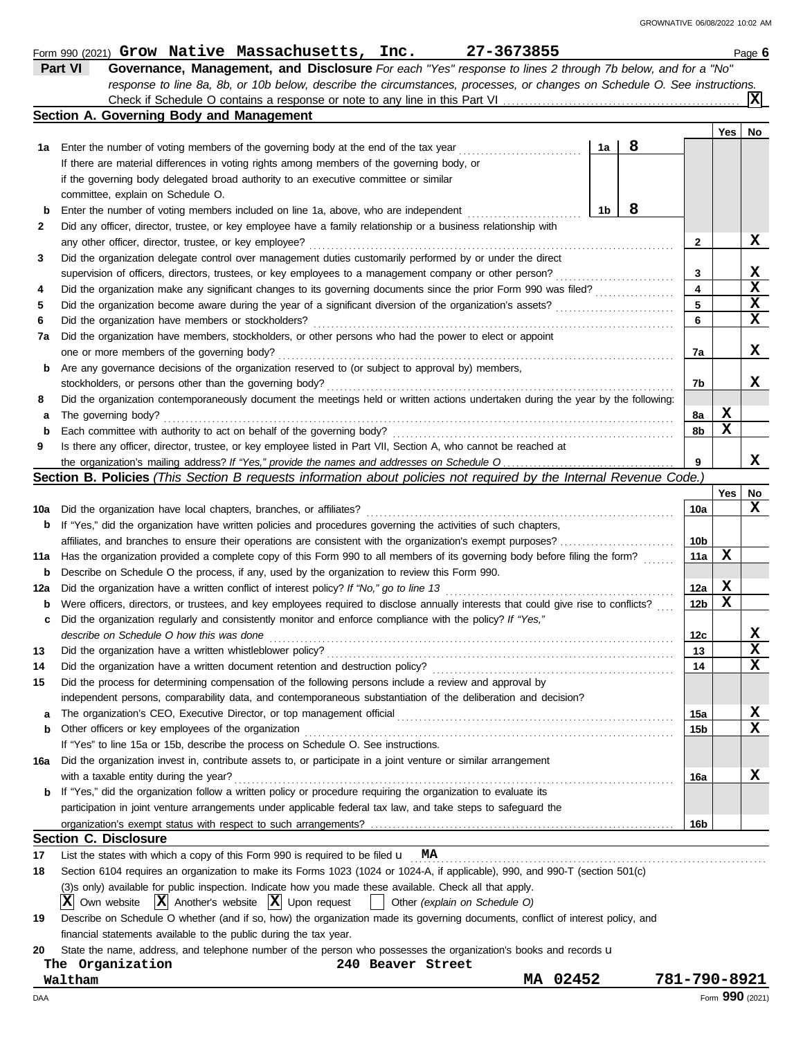Form 990 (2021) **Grow Native Massachusetts, Inc.** **27-3673855** Page **6**

## Part VI Governance, Management, and Disclosure

*For each "Yes" response to lines 2 through 7b below, and for a "No" response to line 8a, 8b, or 10b below, describe the circumstances, processes, or changes on Schedule O. See instructions.*

Check if Schedule O contains a response or note to any line in this Part VI ..... **X**

### Section A. Governing Body and Management

| | | | | Yes | No |
|---|---|---|---|---|---|
| **1a** | Enter the number of voting members of the governing body at the end of the tax year ..... **1a** | **8** | | | |
| | If there are material differences in voting rights among members of the governing body, or if the governing body delegated broad authority to an executive committee or similar committee, explain on Schedule O. | | | | |
| **b** | Enter the number of voting members included on line 1a, above, who are independent ..... **1b** | **8** | | | |
| **2** | Did any officer, director, trustee, or key employee have a family relationship or a business relationship with any other officer, director, trustee, or key employee? | | **2** | | **X** |
| **3** | Did the organization delegate control over management duties customarily performed by or under the direct supervision of officers, directors, trustees, or key employees to a management company or other person? | | **3** | | **X** |
| **4** | Did the organization make any significant changes to its governing documents since the prior Form 990 was filed? | | **4** | | **X** |
| **5** | Did the organization become aware during the year of a significant diversion of the organization's assets? | | **5** | | **X** |
| **6** | Did the organization have members or stockholders? | | **6** | | **X** |
| **7a** | Did the organization have members, stockholders, or other persons who had the power to elect or appoint one or more members of the governing body? | | **7a** | | **X** |
| **b** | Are any governance decisions of the organization reserved to (or subject to approval by) members, stockholders, or persons other than the governing body? | | **7b** | | **X** |
| **8** | Did the organization contemporaneously document the meetings held or written actions undertaken during the year by the following: | | | | |
| **a** | The governing body? | | **8a** | **X** | |
| **b** | Each committee with authority to act on behalf of the governing body? | | **8b** | **X** | |
| **9** | Is there any officer, director, trustee, or key employee listed in Part VII, Section A, who cannot be reached at the organization's mailing address? *If "Yes," provide the names and addresses on Schedule O* | | **9** | | **X** |

### Section B. Policies *(This Section B requests information about policies not required by the Internal Revenue Code.)*

| | | | Yes | No |
|---|---|---|---|---|
| **10a** | Did the organization have local chapters, branches, or affiliates? | **10a** | | **X** |
| **b** | If "Yes," did the organization have written policies and procedures governing the activities of such chapters, affiliates, and branches to ensure their operations are consistent with the organization's exempt purposes? | **10b** | | |
| **11a** | Has the organization provided a complete copy of this Form 990 to all members of its governing body before filing the form? | **11a** | **X** | |
| **b** | Describe on Schedule O the process, if any, used by the organization to review this Form 990. | | | |
| **12a** | Did the organization have a written conflict of interest policy? *If "No," go to line 13* | **12a** | **X** | |
| **b** | Were officers, directors, or trustees, and key employees required to disclose annually interests that could give rise to conflicts? | **12b** | **X** | |
| **c** | Did the organization regularly and consistently monitor and enforce compliance with the policy? *If "Yes," describe on Schedule O how this was done* | **12c** | | **X** |
| **13** | Did the organization have a written whistleblower policy? | **13** | | **X** |
| **14** | Did the organization have a written document retention and destruction policy? | **14** | | **X** |
| **15** | Did the process for determining compensation of the following persons include a review and approval by independent persons, comparability data, and contemporaneous substantiation of the deliberation and decision? | | | |
| **a** | The organization's CEO, Executive Director, or top management official | **15a** | | **X** |
| **b** | Other officers or key employees of the organization | **15b** | | **X** |
| | If "Yes" to line 15a or 15b, describe the process on Schedule O. See instructions. | | | |
| **16a** | Did the organization invest in, contribute assets to, or participate in a joint venture or similar arrangement with a taxable entity during the year? | **16a** | | **X** |
| **b** | If "Yes," did the organization follow a written policy or procedure requiring the organization to evaluate its participation in joint venture arrangements under applicable federal tax law, and take steps to safeguard the organization's exempt status with respect to such arrangements? | **16b** | | |

### Section C. Disclosure

**17** List the states with which a copy of this Form 990 is required to be filed u **MA**

**18** Section 6104 requires an organization to make its Forms 1023 (1024 or 1024-A, if applicable), 990, and 990-T (section 501(c)(3)s only) available for public inspection. Indicate how you made these available. Check all that apply.

[X] Own website [X] Another's website [X] Upon request [ ] Other *(explain on Schedule O)*

**19** Describe on Schedule O whether (and if so, how) the organization made its governing documents, conflict of interest policy, and financial statements available to the public during the tax year.

**20** State the name, address, and telephone number of the person who possesses the organization's books and records u

**The Organization** **240 Beaver Street**
**Waltham** **MA 02452** **781-790-8921**

Form **990** (2021)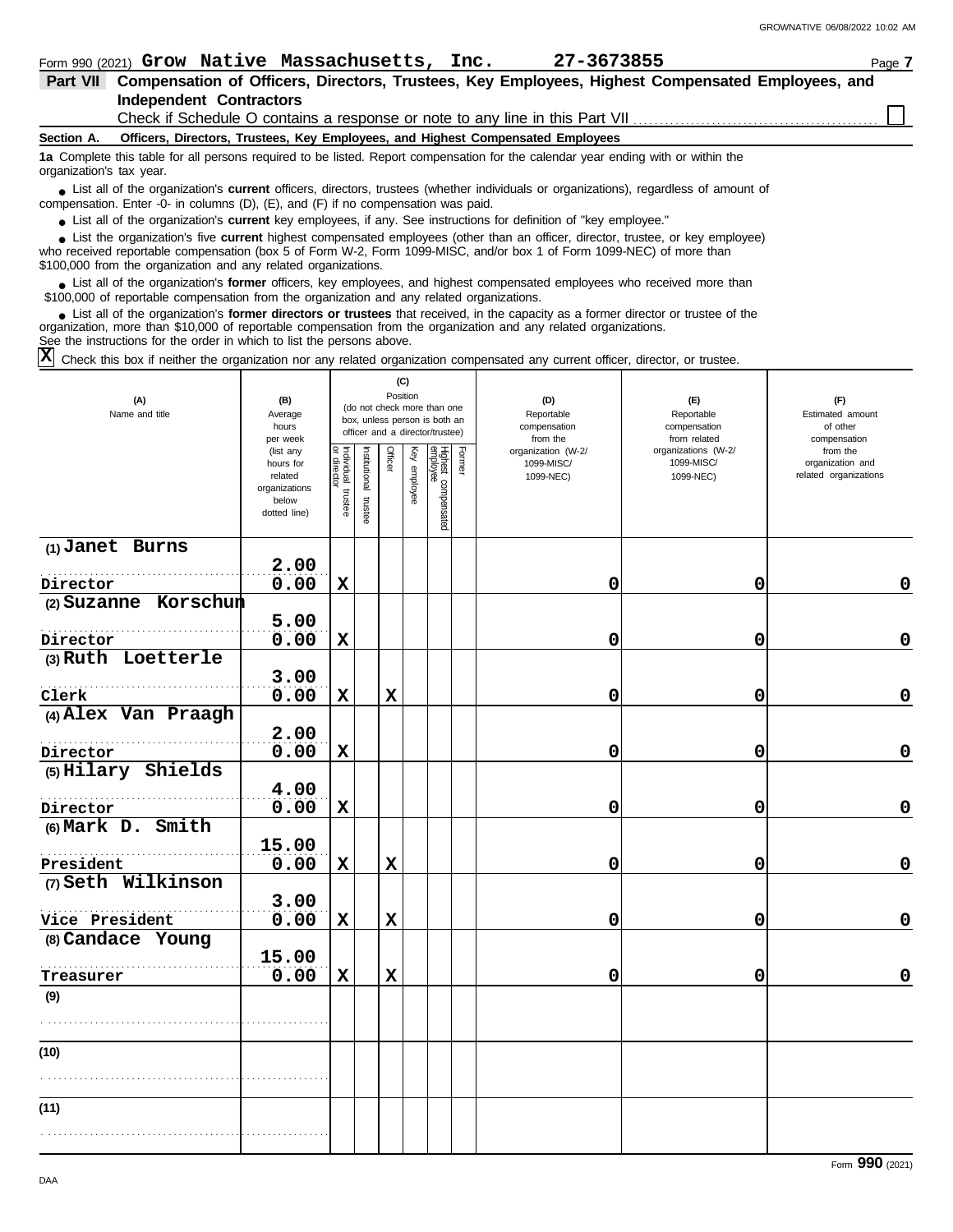Form 990 (2021) **Grow Native Massachusetts, Inc.** **27-3673855**

## Part VII Compensation of Officers, Directors, Trustees, Key Employees, Highest Compensated Employees, and Independent Contractors

Check if Schedule O contains a response or note to any line in this Part VII ☐

**Section A. Officers, Directors, Trustees, Key Employees, and Highest Compensated Employees**

**1a** Complete this table for all persons required to be listed. Report compensation for the calendar year ending with or within the organization's tax year.

- List all of the organization's **current** officers, directors, trustees (whether individuals or organizations), regardless of amount of compensation. Enter -0- in columns (D), (E), and (F) if no compensation was paid.
- List all of the organization's **current** key employees, if any. See instructions for definition of "key employee."
- List the organization's five **current** highest compensated employees (other than an officer, director, trustee, or key employee) who received reportable compensation (box 5 of Form W-2, Form 1099-MISC, and/or box 1 of Form 1099-NEC) of more than $100,000 from the organization and any related organizations.
- List all of the organization's **former** officers, key employees, and highest compensated employees who received more than $100,000 of reportable compensation from the organization and any related organizations.
- List all of the organization's **former directors or trustees** that received, in the capacity as a former director or trustee of the organization, more than $10,000 of reportable compensation from the organization and any related organizations.

See the instructions for the order in which to list the persons above.

☒ Check this box if neither the organization nor any related organization compensated any current officer, director, or trustee.

| (A) Name and title | (B) Average hours per week (list any hours for related organizations below dotted line) | (C) Position (do not check more than one box, unless person is both an officer and a director/trustee) | | | | | | (D) Reportable compensation from the organization (W-2/ 1099-MISC/ 1099-NEC) | (E) Reportable compensation from related organizations (W-2/ 1099-MISC/ 1099-NEC) | (F) Estimated amount of other compensation from the organization and related organizations |
|---|---|---|---|---|---|---|---|---|---|---|
| | | Individual trustee or director | Institutional trustee | Officer | Key employee | Highest compensated employee | Former | | | |
| (1) Janet Burns<br>Director | 2.00<br>0.00 | X | | | | | | 0 | 0 | 0 |
| (2) Suzanne Korschun<br>Director | 5.00<br>0.00 | X | | | | | | 0 | 0 | 0 |
| (3) Ruth Loetterle<br>Clerk | 3.00<br>0.00 | X | | X | | | | 0 | 0 | 0 |
| (4) Alex Van Praagh<br>Director | 2.00<br>0.00 | X | | | | | | 0 | 0 | 0 |
| (5) Hilary Shields<br>Director | 4.00<br>0.00 | X | | | | | | 0 | 0 | 0 |
| (6) Mark D. Smith<br>President | 15.00<br>0.00 | X | | X | | | | 0 | 0 | 0 |
| (7) Seth Wilkinson<br>Vice President | 3.00<br>0.00 | X | | X | | | | 0 | 0 | 0 |
| (8) Candace Young<br>Treasurer | 15.00<br>0.00 | X | | X | | | | 0 | 0 | 0 |
| (9) | | | | | | | | | | |
| (10) | | | | | | | | | | |
| (11) | | | | | | | | | | |

Form **990** (2021)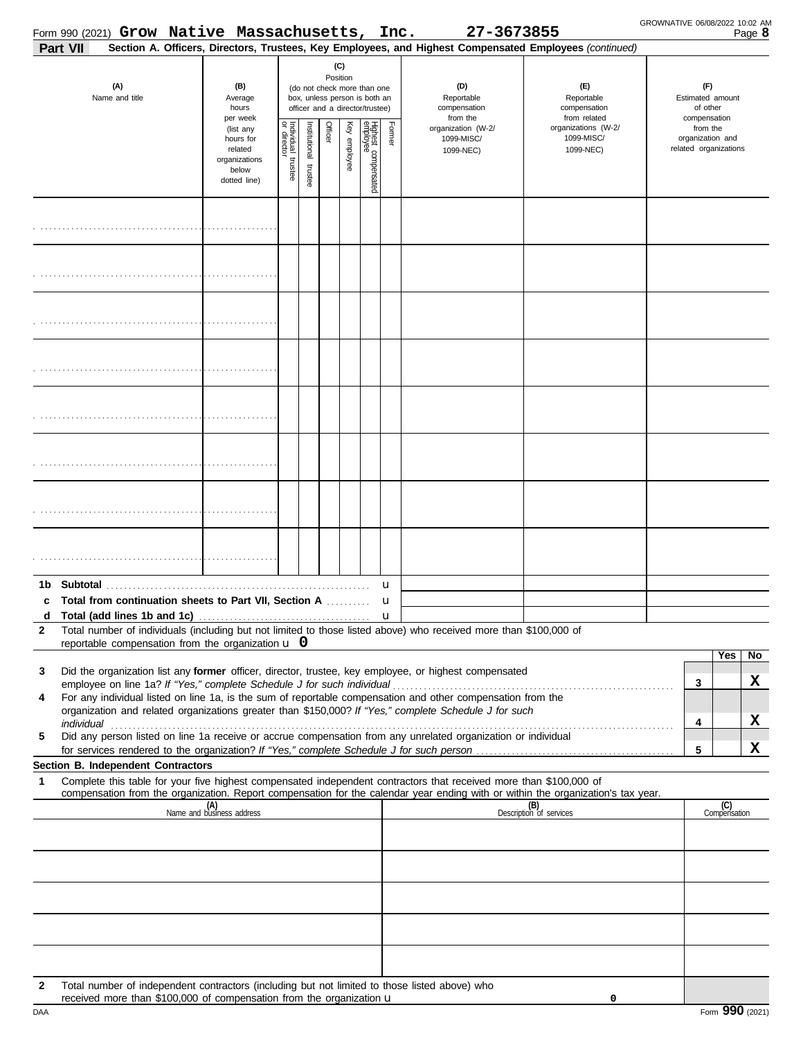Form 990 (2021) **Grow Native Massachusetts, Inc.** **27-3673855**

**Part VII** **Section A. Officers, Directors, Trustees, Key Employees, and Highest Compensated Employees** *(continued)*

| (A) Name and title | (B) Average hours per week (list any hours for related organizations below dotted line) | (C) Position (do not check more than one box, unless person is both an officer and a director/trustee) | | | | | | (D) Reportable compensation from the organization (W-2/ 1099-MISC/ 1099-NEC) | (E) Reportable compensation from related organizations (W-2/ 1099-MISC/ 1099-NEC) | (F) Estimated amount of other compensation from the organization and related organizations |
|---|---|---|---|---|---|---|---|---|---|---|
| | | Individual trustee or director | Institutional trustee | Officer | Key employee | Highest compensated employee | Former | | | |
| | | | | | | | | | | |
| | | | | | | | | | | |
| | | | | | | | | | | |
| | | | | | | | | | | |
| | | | | | | | | | | |
| | | | | | | | | | | |
| | | | | | | | | | | |
| | | | | | | | | | | |

**1b Subtotal** u

**c Total from continuation sheets to Part VII, Section A** u

**d Total (add lines 1b and 1c)** u

**2** Total number of individuals (including but not limited to those listed above) who received more than $100,000 of reportable compensation from the organization u **0**

| | | | Yes | No |
|---|---|---|---|---|
| **3** | Did the organization list any **former** officer, director, trustee, key employee, or highest compensated employee on line 1a? *If "Yes," complete Schedule J for such individual* | 3 | | X |
| **4** | For any individual listed on line 1a, is the sum of reportable compensation and other compensation from the organization and related organizations greater than $150,000? *If "Yes," complete Schedule J for such individual* | 4 | | X |
| **5** | Did any person listed on line 1a receive or accrue compensation from any unrelated organization or individual for services rendered to the organization? *If "Yes," complete Schedule J for such person* | 5 | | X |

**Section B. Independent Contractors**

**1** Complete this table for your five highest compensated independent contractors that received more than $100,000 of compensation from the organization. Report compensation for the calendar year ending with or within the organization's tax year.

| (A) Name and business address | (B) Description of services | (C) Compensation |
|---|---|---|
| | | |
| | | |
| | | |
| | | |
| | | |

**2** Total number of independent contractors (including but not limited to those listed above) who received more than $100,000 of compensation from the organization u **0**

Form **990** (2021)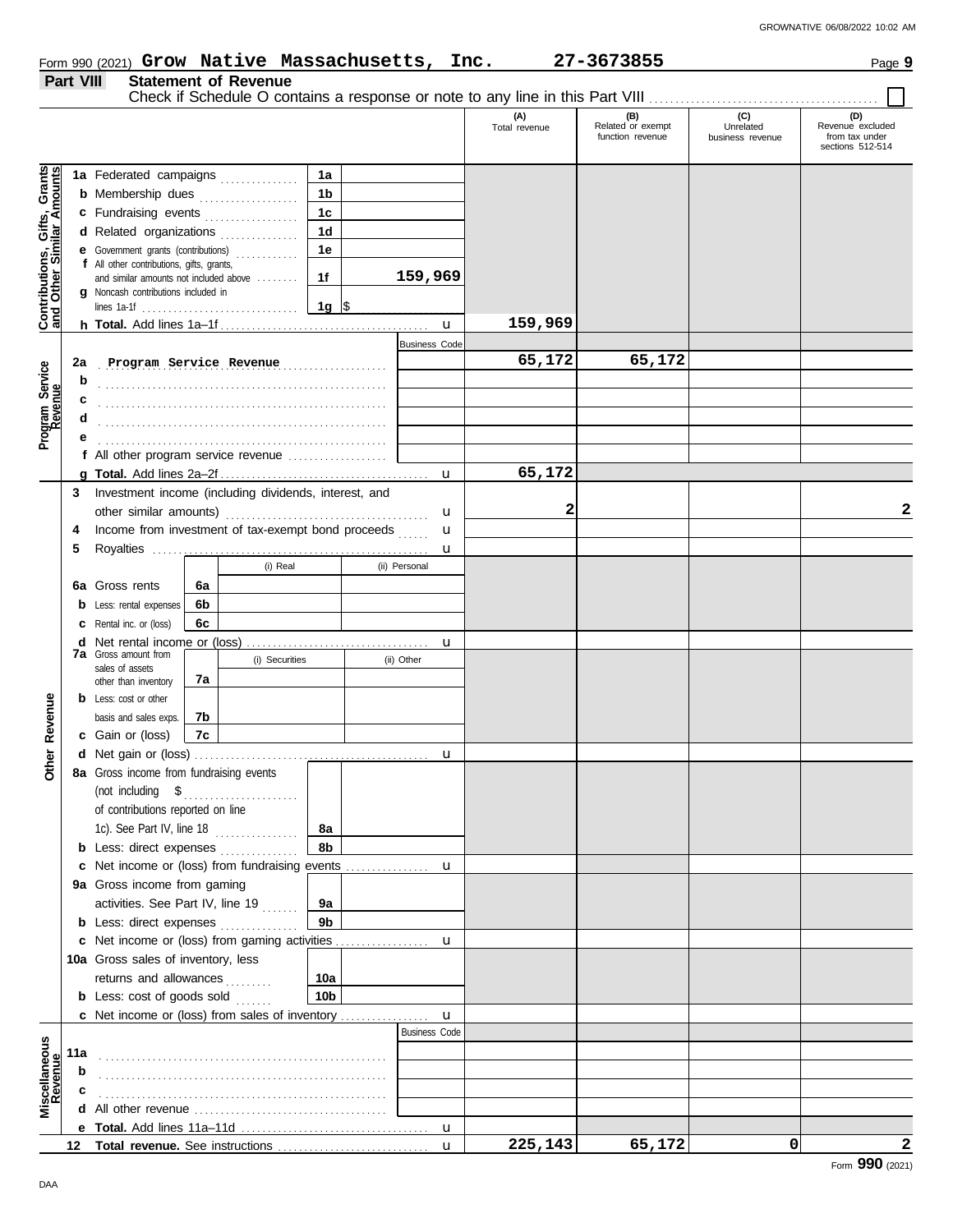Form 990 (2021) **Grow Native Massachusetts, Inc.** **27-3673855**

## Part VIII Statement of Revenue

Check if Schedule O contains a response or note to any line in this Part VIII ☐

| | | | | (A) Total revenue | (B) Related or exempt function revenue | (C) Unrelated business revenue | (D) Revenue excluded from tax under sections 512-514 |
|---|---|---|---|---|---|---|---|
| **Contributions, Gifts, Grants and Other Similar Amounts** | 1a Federated campaigns | 1a | | | | | |
| | b Membership dues | 1b | | | | | |
| | c Fundraising events | 1c | | | | | |
| | d Related organizations | 1d | | | | | |
| | e Government grants (contributions) | 1e | | | | | |
| | f All other contributions, gifts, grants, and similar amounts not included above | 1f | 159,969 | | | | |
| | g Noncash contributions included in lines 1a-1f | 1g | $ | | | | |
| | h **Total.** Add lines 1a–1f | | | 159,969 | | | |
| **Program Service Revenue** | | | Business Code | | | | |
| | 2a Program Service Revenue | | | 65,172 | 65,172 | | |
| | b | | | | | | |
| | c | | | | | | |
| | d | | | | | | |
| | e | | | | | | |
| | f All other program service revenue | | | | | | |
| | g **Total.** Add lines 2a–2f | | | 65,172 | | | |
| **Other Revenue** | 3 Investment income (including dividends, interest, and other similar amounts) | | | 2 | | | 2 |
| | 4 Income from investment of tax-exempt bond proceeds | | | | | | |
| | 5 Royalties | | | | | | |
| | | (i) Real | (ii) Personal | | | | |
| | 6a Gross rents | 6a | | | | | |
| | b Less: rental expenses | 6b | | | | | |
| | c Rental inc. or (loss) | 6c | | | | | |
| | d Net rental income or (loss) | | | | | | |
| | | (i) Securities | (ii) Other | | | | |
| | 7a Gross amount from sales of assets other than inventory | 7a | | | | | |
| | b Less: cost or other basis and sales exps. | 7b | | | | | |
| | c Gain or (loss) | 7c | | | | | |
| | d Net gain or (loss) | | | | | | |
| | 8a Gross income from fundraising events (not including $ of contributions reported on line 1c). See Part IV, line 18 | 8a | | | | | |
| | b Less: direct expenses | 8b | | | | | |
| | c Net income or (loss) from fundraising events | | | | | | |
| | 9a Gross income from gaming activities. See Part IV, line 19 | 9a | | | | | |
| | b Less: direct expenses | 9b | | | | | |
| | c Net income or (loss) from gaming activities | | | | | | |
| | 10a Gross sales of inventory, less returns and allowances | 10a | | | | | |
| | b Less: cost of goods sold | 10b | | | | | |
| | c Net income or (loss) from sales of inventory | | | | | | |
| **Miscellaneous Revenue** | | | Business Code | | | | |
| | 11a | | | | | | |
| | b | | | | | | |
| | c | | | | | | |
| | d All other revenue | | | | | | |
| | e **Total.** Add lines 11a–11d | | | | | | |
| | 12 **Total revenue.** See instructions | | | 225,143 | 65,172 | 0 | 2 |

Form **990** (2021)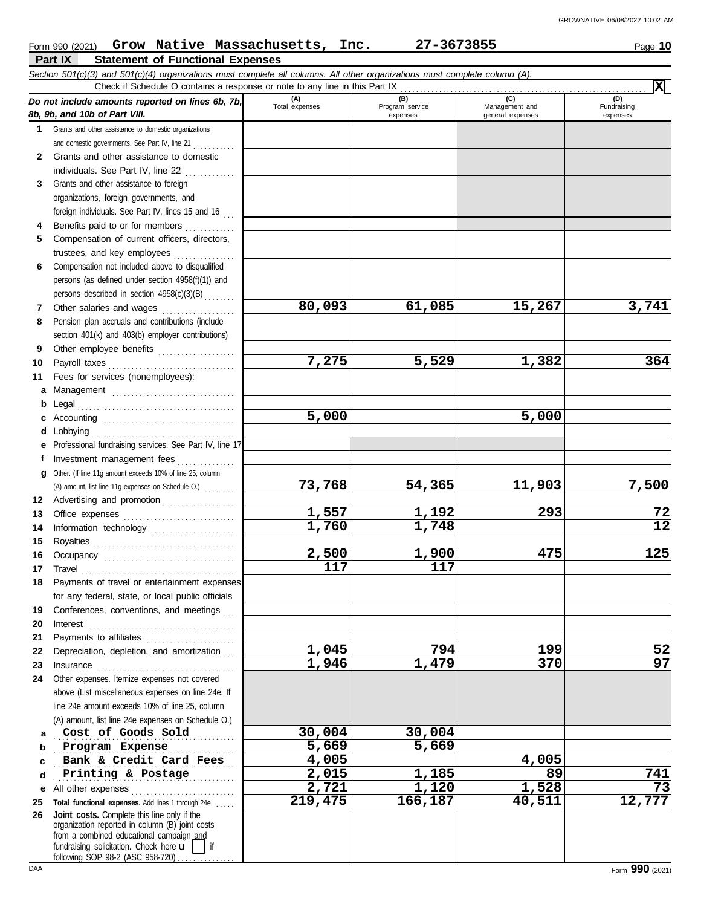Form 990 (2021) **Grow Native Massachusetts, Inc.** **27-3673855** Page **10**

## Part IX Statement of Functional Expenses

*Section 501(c)(3) and 501(c)(4) organizations must complete all columns. All other organizations must complete column (A).*

Check if Schedule O contains a response or note to any line in this Part IX . . . . . . . . . . **X**

| *Do not include amounts reported on lines 6b, 7b, 8b, 9b, and 10b of Part VIII.* | (A) Total expenses | (B) Program service expenses | (C) Management and general expenses | (D) Fundraising expenses |
|---|---|---|---|---|
| **1** Grants and other assistance to domestic organizations and domestic governments. See Part IV, line 21 | | | | |
| **2** Grants and other assistance to domestic individuals. See Part IV, line 22 | | | | |
| **3** Grants and other assistance to foreign organizations, foreign governments, and foreign individuals. See Part IV, lines 15 and 16 | | | | |
| **4** Benefits paid to or for members | | | | |
| **5** Compensation of current officers, directors, trustees, and key employees | | | | |
| **6** Compensation not included above to disqualified persons (as defined under section 4958(f)(1)) and persons described in section 4958(c)(3)(B) | | | | |
| **7** Other salaries and wages | **80,093** | **61,085** | **15,267** | **3,741** |
| **8** Pension plan accruals and contributions (include section 401(k) and 403(b) employer contributions) | | | | |
| **9** Other employee benefits | | | | |
| **10** Payroll taxes | **7,275** | **5,529** | **1,382** | **364** |
| **11** Fees for services (nonemployees): | | | | |
| **a** Management | | | | |
| **b** Legal | | | | |
| **c** Accounting | **5,000** | | **5,000** | |
| **d** Lobbying | | | | |
| **e** Professional fundraising services. See Part IV, line 17 | | | | |
| **f** Investment management fees | | | | |
| **g** Other. (If line 11g amount exceeds 10% of line 25, column (A) amount, list line 11g expenses on Schedule O.) | **73,768** | **54,365** | **11,903** | **7,500** |
| **12** Advertising and promotion | | | | |
| **13** Office expenses | **1,557** | **1,192** | **293** | **72** |
| **14** Information technology | **1,760** | **1,748** | | **12** |
| **15** Royalties | | | | |
| **16** Occupancy | **2,500** | **1,900** | **475** | **125** |
| **17** Travel | **117** | **117** | | |
| **18** Payments of travel or entertainment expenses for any federal, state, or local public officials | | | | |
| **19** Conferences, conventions, and meetings | | | | |
| **20** Interest | | | | |
| **21** Payments to affiliates | | | | |
| **22** Depreciation, depletion, and amortization | **1,045** | **794** | **199** | **52** |
| **23** Insurance | **1,946** | **1,479** | **370** | **97** |
| **24** Other expenses. Itemize expenses not covered above (List miscellaneous expenses on line 24e. If line 24e amount exceeds 10% of line 25, column (A) amount, list line 24e expenses on Schedule O.) | | | | |
| **a** **Cost of Goods Sold** | **30,004** | **30,004** | | |
| **b** **Program Expense** | **5,669** | **5,669** | | |
| **c** **Bank & Credit Card Fees** | **4,005** | | **4,005** | |
| **d** **Printing & Postage** | **2,015** | **1,185** | **89** | **741** |
| **e** All other expenses | **2,721** | **1,120** | **1,528** | **73** |
| **25** **Total functional expenses.** Add lines 1 through 24e | **219,475** | **166,187** | **40,511** | **12,777** |
| **26** **Joint costs.** Complete this line only if the organization reported in column (B) joint costs from a combined educational campaign and fundraising solicitation. Check here u [ ] if following SOP 98-2 (ASC 958-720) | | | | |

DAA Form **990** (2021)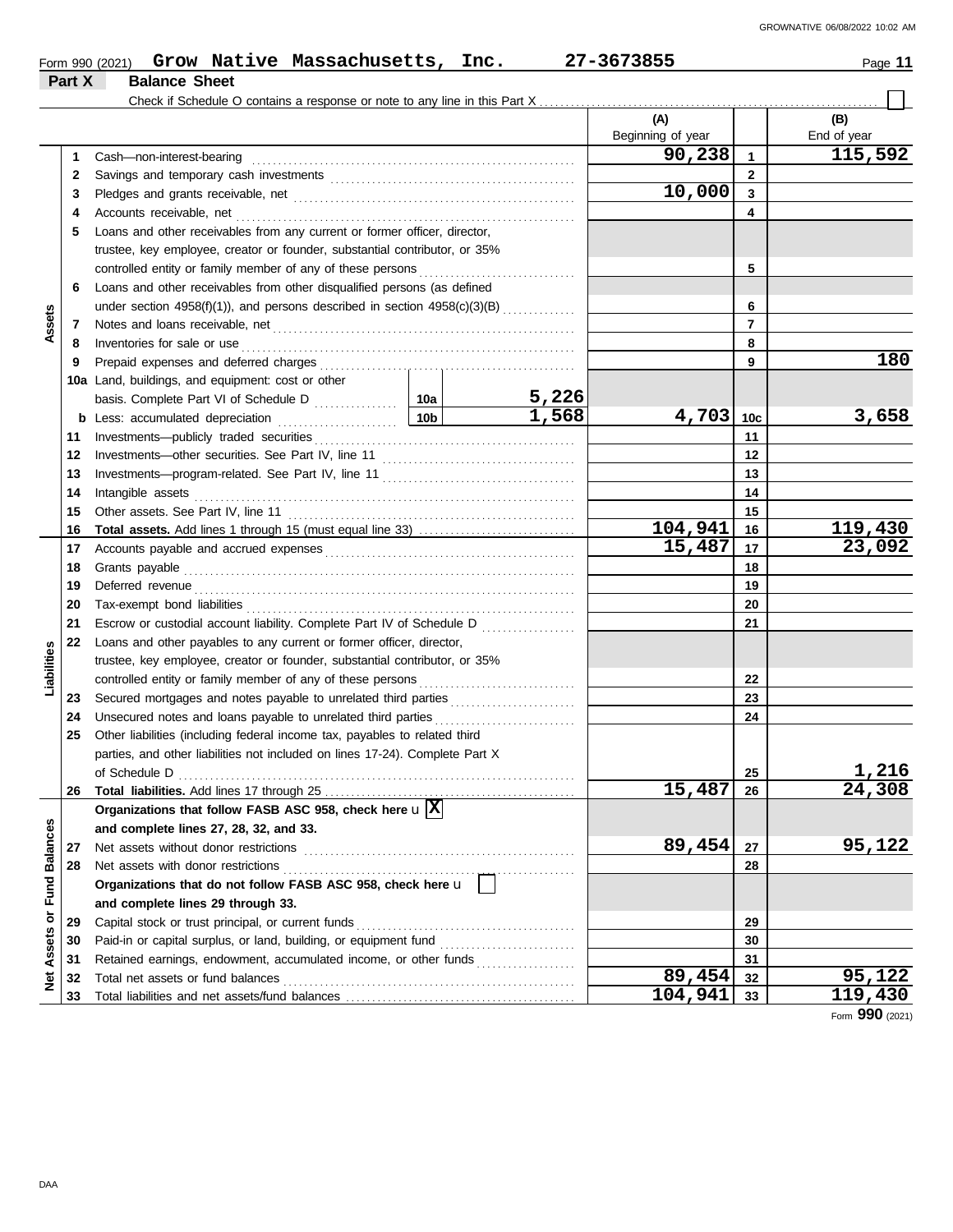Form 990 (2021) **Grow Native Massachusetts, Inc.** **27-3673855** Page **11**

## Part X Balance Sheet

Check if Schedule O contains a response or note to any line in this Part X ☐

| | | | | (A) Beginning of year | | (B) End of year |
|---|---|---|---|---|---|---|
| **Assets** | 1 | Cash—non-interest-bearing | | 90,238 | 1 | 115,592 |
| | 2 | Savings and temporary cash investments | | | 2 | |
| | 3 | Pledges and grants receivable, net | | 10,000 | 3 | |
| | 4 | Accounts receivable, net | | | 4 | |
| | 5 | Loans and other receivables from any current or former officer, director, trustee, key employee, creator or founder, substantial contributor, or 35% controlled entity or family member of any of these persons | | | 5 | |
| | 6 | Loans and other receivables from other disqualified persons (as defined under section 4958(f)(1)), and persons described in section 4958(c)(3)(B) | | | 6 | |
| | 7 | Notes and loans receivable, net | | | 7 | |
| | 8 | Inventories for sale or use | | | 8 | |
| | 9 | Prepaid expenses and deferred charges | | | 9 | 180 |
| | 10a | Land, buildings, and equipment: cost or other basis. Complete Part VI of Schedule D | 10a: 5,226 | | | |
| | b | Less: accumulated depreciation | 10b: 1,568 | 4,703 | 10c | 3,658 |
| | 11 | Investments—publicly traded securities | | | 11 | |
| | 12 | Investments—other securities. See Part IV, line 11 | | | 12 | |
| | 13 | Investments—program-related. See Part IV, line 11 | | | 13 | |
| | 14 | Intangible assets | | | 14 | |
| | 15 | Other assets. See Part IV, line 11 | | | 15 | |
| | 16 | **Total assets.** Add lines 1 through 15 (must equal line 33) | | 104,941 | 16 | 119,430 |
| **Liabilities** | 17 | Accounts payable and accrued expenses | | 15,487 | 17 | 23,092 |
| | 18 | Grants payable | | | 18 | |
| | 19 | Deferred revenue | | | 19 | |
| | 20 | Tax-exempt bond liabilities | | | 20 | |
| | 21 | Escrow or custodial account liability. Complete Part IV of Schedule D | | | 21 | |
| | 22 | Loans and other payables to any current or former officer, director, trustee, key employee, creator or founder, substantial contributor, or 35% controlled entity or family member of any of these persons | | | 22 | |
| | 23 | Secured mortgages and notes payable to unrelated third parties | | | 23 | |
| | 24 | Unsecured notes and loans payable to unrelated third parties | | | 24 | |
| | 25 | Other liabilities (including federal income tax, payables to related third parties, and other liabilities not included on lines 17-24). Complete Part X of Schedule D | | | 25 | 1,216 |
| | 26 | **Total liabilities.** Add lines 17 through 25 | | 15,487 | 26 | 24,308 |
| **Net Assets or Fund Balances** | | **Organizations that follow FASB ASC 958, check here** ☒ **and complete lines 27, 28, 32, and 33.** | | | | |
| | 27 | Net assets without donor restrictions | | 89,454 | 27 | 95,122 |
| | 28 | Net assets with donor restrictions | | | 28 | |
| | | **Organizations that do not follow FASB ASC 958, check here** ☐ **and complete lines 29 through 33.** | | | | |
| | 29 | Capital stock or trust principal, or current funds | | | 29 | |
| | 30 | Paid-in or capital surplus, or land, building, or equipment fund | | | 30 | |
| | 31 | Retained earnings, endowment, accumulated income, or other funds | | | 31 | |
| | 32 | Total net assets or fund balances | | 89,454 | 32 | 95,122 |
| | 33 | Total liabilities and net assets/fund balances | | 104,941 | 33 | 119,430 |

Form **990** (2021)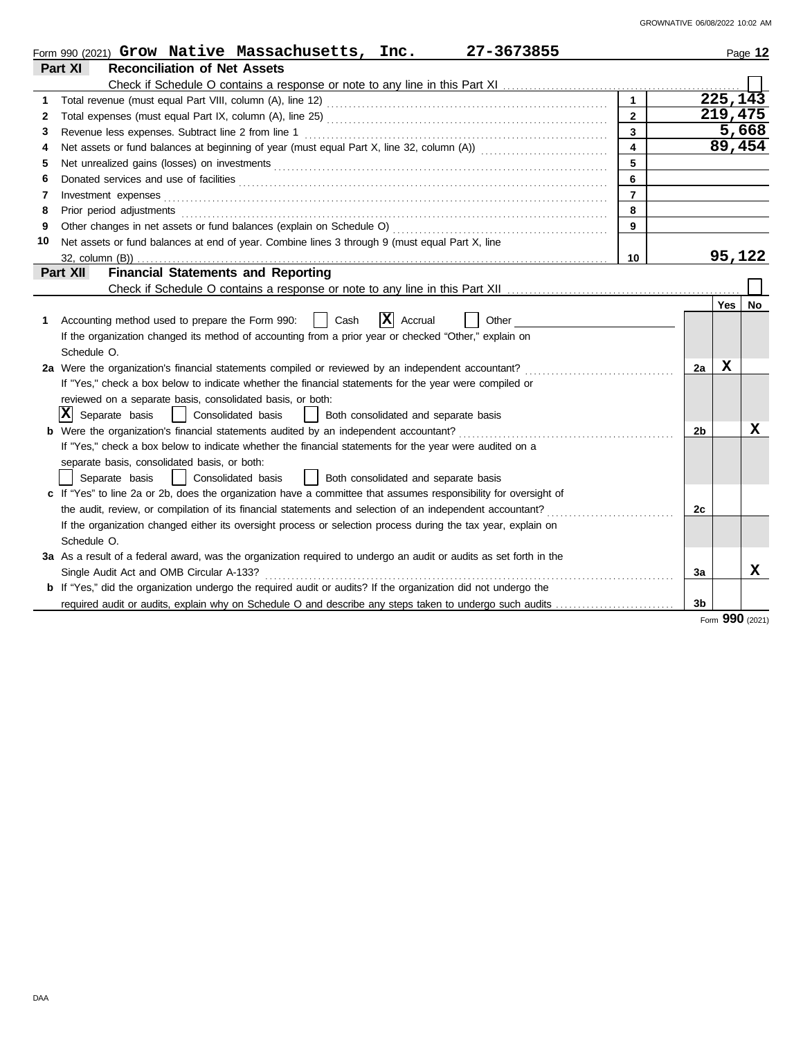Form 990 (2021) **Grow Native Massachusetts, Inc.** **27-3673855**

## Part XI Reconciliation of Net Assets

Check if Schedule O contains a response or note to any line in this Part XI ☐

| | | | |
|---|---|---|---|
| 1 | Total revenue (must equal Part VIII, column (A), line 12) | 1 | 225,143 |
| 2 | Total expenses (must equal Part IX, column (A), line 25) | 2 | 219,475 |
| 3 | Revenue less expenses. Subtract line 2 from line 1 | 3 | 5,668 |
| 4 | Net assets or fund balances at beginning of year (must equal Part X, line 32, column (A)) | 4 | 89,454 |
| 5 | Net unrealized gains (losses) on investments | 5 | |
| 6 | Donated services and use of facilities | 6 | |
| 7 | Investment expenses | 7 | |
| 8 | Prior period adjustments | 8 | |
| 9 | Other changes in net assets or fund balances (explain on Schedule O) | 9 | |
| 10 | Net assets or fund balances at end of year. Combine lines 3 through 9 (must equal Part X, line 32, column (B)) | 10 | 95,122 |

## Part XII Financial Statements and Reporting

Check if Schedule O contains a response or note to any line in this Part XII ☐

| | | | Yes | No |
|---|---|---|---|---|
| 1 | Accounting method used to prepare the Form 990: ☐ Cash ☒ Accrual ☐ Other<br>If the organization changed its method of accounting from a prior year or checked "Other," explain on Schedule O. | | | |
| 2a | Were the organization's financial statements compiled or reviewed by an independent accountant?<br>If "Yes," check a box below to indicate whether the financial statements for the year were compiled or reviewed on a separate basis, consolidated basis, or both:<br>☒ Separate basis ☐ Consolidated basis ☐ Both consolidated and separate basis | 2a | X | |
| b | Were the organization's financial statements audited by an independent accountant?<br>If "Yes," check a box below to indicate whether the financial statements for the year were audited on a separate basis, consolidated basis, or both:<br>☐ Separate basis ☐ Consolidated basis ☐ Both consolidated and separate basis | 2b | | X |
| c | If "Yes" to line 2a or 2b, does the organization have a committee that assumes responsibility for oversight of the audit, review, or compilation of its financial statements and selection of an independent accountant?<br>If the organization changed either its oversight process or selection process during the tax year, explain on Schedule O. | 2c | | |
| 3a | As a result of a federal award, was the organization required to undergo an audit or audits as set forth in the Single Audit Act and OMB Circular A-133? | 3a | | X |
| b | If "Yes," did the organization undergo the required audit or audits? If the organization did not undergo the required audit or audits, explain why on Schedule O and describe any steps taken to undergo such audits | 3b | | |

Form **990** (2021)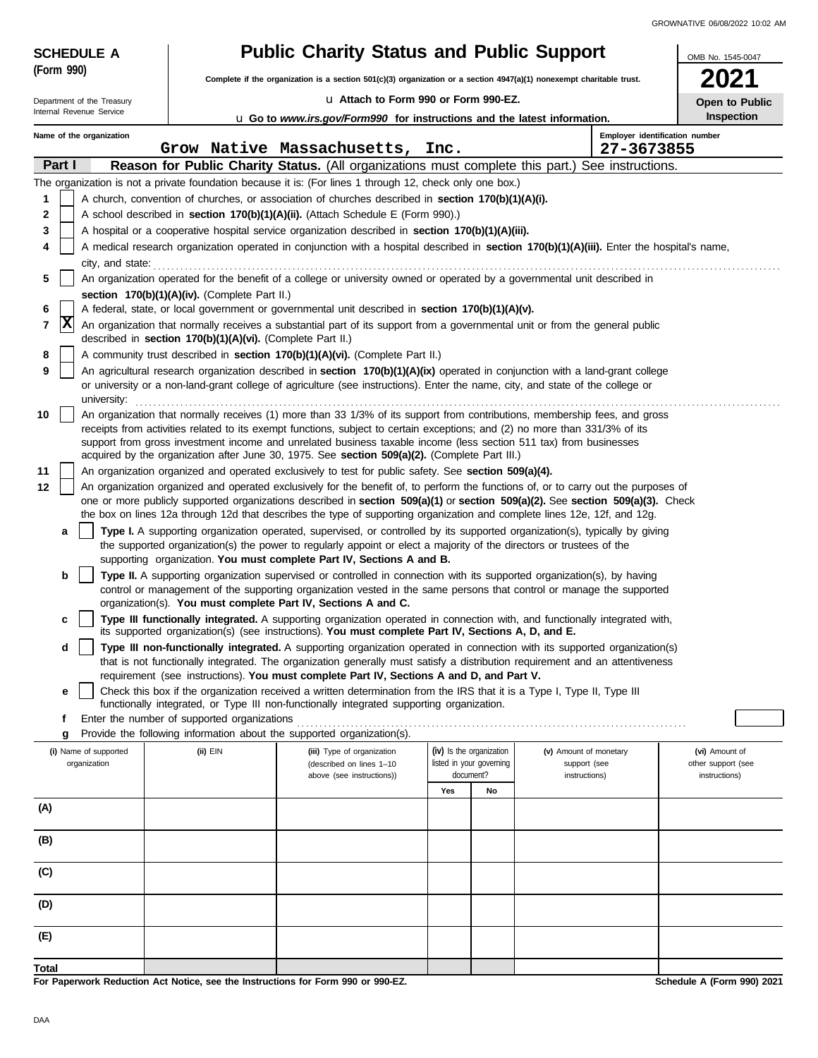**SCHEDULE A (Form 990)**

Department of the Treasury
Internal Revenue Service

# Public Charity Status and Public Support

**Complete if the organization is a section 501(c)(3) organization or a section 4947(a)(1) nonexempt charitable trust.**

u Attach to Form 990 or Form 990-EZ.

u Go to *www.irs.gov/Form990* for instructions and the latest information.

OMB No. 1545-0047

**2021**

**Open to Public Inspection**

Name of the organization: Grow Native Massachusetts, Inc.

Employer identification number: 27-3673855

**Part I Reason for Public Charity Status.** (All organizations must complete this part.) See instructions.

The organization is not a private foundation because it is: (For lines 1 through 12, check only one box.)

1 [ ] A church, convention of churches, or association of churches described in **section 170(b)(1)(A)(i).**

2 [ ] A school described in **section 170(b)(1)(A)(ii).** (Attach Schedule E (Form 990).)

3 [ ] A hospital or a cooperative hospital service organization described in **section 170(b)(1)(A)(iii).**

4 [ ] A medical research organization operated in conjunction with a hospital described in **section 170(b)(1)(A)(iii).** Enter the hospital's name, city, and state:

5 [ ] An organization operated for the benefit of a college or university owned or operated by a governmental unit described in **section 170(b)(1)(A)(iv).** (Complete Part II.)

6 [ ] A federal, state, or local government or governmental unit described in **section 170(b)(1)(A)(v).**

7 [X] An organization that normally receives a substantial part of its support from a governmental unit or from the general public described in **section 170(b)(1)(A)(vi).** (Complete Part II.)

8 [ ] A community trust described in **section 170(b)(1)(A)(vi).** (Complete Part II.)

9 [ ] An agricultural research organization described in **section 170(b)(1)(A)(ix)** operated in conjunction with a land-grant college or university or a non-land-grant college of agriculture (see instructions). Enter the name, city, and state of the college or university:

10 [ ] An organization that normally receives (1) more than 33 1/3% of its support from contributions, membership fees, and gross receipts from activities related to its exempt functions, subject to certain exceptions; and (2) no more than 331/3% of its support from gross investment income and unrelated business taxable income (less section 511 tax) from businesses acquired by the organization after June 30, 1975. See **section 509(a)(2).** (Complete Part III.)

11 [ ] An organization organized and operated exclusively to test for public safety. See **section 509(a)(4).**

12 [ ] An organization organized and operated exclusively for the benefit of, to perform the functions of, or to carry out the purposes of one or more publicly supported organizations described in **section 509(a)(1)** or **section 509(a)(2).** See **section 509(a)(3).** Check the box on lines 12a through 12d that describes the type of supporting organization and complete lines 12e, 12f, and 12g.

a [ ] **Type I.** A supporting organization operated, supervised, or controlled by its supported organization(s), typically by giving the supported organization(s) the power to regularly appoint or elect a majority of the directors or trustees of the supporting organization. **You must complete Part IV, Sections A and B.**

b [ ] **Type II.** A supporting organization supervised or controlled in connection with its supported organization(s), by having control or management of the supporting organization vested in the same persons that control or manage the supported organization(s). **You must complete Part IV, Sections A and C.**

c [ ] **Type III functionally integrated.** A supporting organization operated in connection with, and functionally integrated with, its supported organization(s) (see instructions). **You must complete Part IV, Sections A, D, and E.**

d [ ] **Type III non-functionally integrated.** A supporting organization operated in connection with its supported organization(s) that is not functionally integrated. The organization generally must satisfy a distribution requirement and an attentiveness requirement (see instructions). **You must complete Part IV, Sections A and D, and Part V.**

e [ ] Check this box if the organization received a written determination from the IRS that it is a Type I, Type II, Type III functionally integrated, or Type III non-functionally integrated supporting organization.

f Enter the number of supported organizations

g Provide the following information about the supported organization(s).

| (i) Name of supported organization | (ii) EIN | (iii) Type of organization (described on lines 1–10 above (see instructions)) | (iv) Is the organization listed in your governing document? Yes | No | (v) Amount of monetary support (see instructions) | (vi) Amount of other support (see instructions) |
|---|---|---|---|---|---|---|
| (A) | | | | | | |
| (B) | | | | | | |
| (C) | | | | | | |
| (D) | | | | | | |
| (E) | | | | | | |
| Total | | | | | | |

**For Paperwork Reduction Act Notice, see the Instructions for Form 990 or 990-EZ.**

**Schedule A (Form 990) 2021**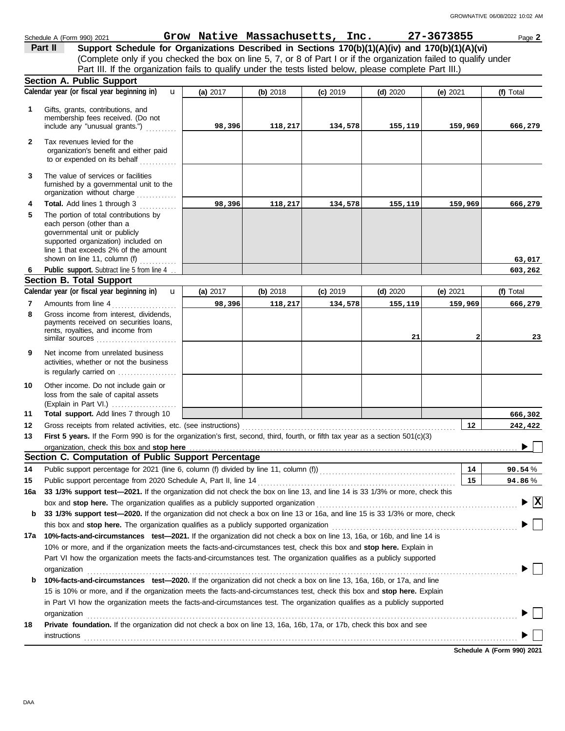Schedule A (Form 990) 2021 **Grow Native Massachusetts, Inc.** **27-3673855** Page **2**

## Part II — Support Schedule for Organizations Described in Sections 170(b)(1)(A)(iv) and 170(b)(1)(A)(vi)

(Complete only if you checked the box on line 5, 7, or 8 of Part I or if the organization failed to qualify under Part III. If the organization fails to qualify under the tests listed below, please complete Part III.)

### Section A. Public Support

| | Calendar year (or fiscal year beginning in) | (a) 2017 | (b) 2018 | (c) 2019 | (d) 2020 | (e) 2021 | (f) Total |
|---|---|---|---|---|---|---|---|
| 1 | Gifts, grants, contributions, and membership fees received. (Do not include any "unusual grants.") | 98,396 | 118,217 | 134,578 | 155,119 | 159,969 | 666,279 |
| 2 | Tax revenues levied for the organization's benefit and either paid to or expended on its behalf | | | | | | |
| 3 | The value of services or facilities furnished by a governmental unit to the organization without charge | | | | | | |
| 4 | **Total.** Add lines 1 through 3 | 98,396 | 118,217 | 134,578 | 155,119 | 159,969 | 666,279 |
| 5 | The portion of total contributions by each person (other than a governmental unit or publicly supported organization) included on line 1 that exceeds 2% of the amount shown on line 11, column (f) | | | | | | 63,017 |
| 6 | **Public support.** Subtract line 5 from line 4 | | | | | | 603,262 |

### Section B. Total Support

| | Calendar year (or fiscal year beginning in) | (a) 2017 | (b) 2018 | (c) 2019 | (d) 2020 | (e) 2021 | (f) Total |
|---|---|---|---|---|---|---|---|
| 7 | Amounts from line 4 | 98,396 | 118,217 | 134,578 | 155,119 | 159,969 | 666,279 |
| 8 | Gross income from interest, dividends, payments received on securities loans, rents, royalties, and income from similar sources | | | | 21 | 2 | 23 |
| 9 | Net income from unrelated business activities, whether or not the business is regularly carried on | | | | | | |
| 10 | Other income. Do not include gain or loss from the sale of capital assets (Explain in Part VI.) | | | | | | |
| 11 | **Total support.** Add lines 7 through 10 | | | | | | 666,302 |

12 Gross receipts from related activities, etc. (see instructions) — **12** — 242,422

13 **First 5 years.** If the Form 990 is for the organization's first, second, third, fourth, or fifth tax year as a section 501(c)(3) organization, check this box and **stop here** ☐

### Section C. Computation of Public Support Percentage

14 Public support percentage for 2021 (line 6, column (f) divided by line 11, column (f)) — **14** — 90.54 %

15 Public support percentage from 2020 Schedule A, Part II, line 14 — **15** — 94.86 %

16a **33 1/3% support test—2021.** If the organization did not check the box on line 13, and line 14 is 33 1/3% or more, check this box and **stop here.** The organization qualifies as a publicly supported organization ☒

b **33 1/3% support test—2020.** If the organization did not check a box on line 13 or 16a, and line 15 is 33 1/3% or more, check this box and **stop here.** The organization qualifies as a publicly supported organization ☐

17a **10%-facts-and-circumstances test—2021.** If the organization did not check a box on line 13, 16a, or 16b, and line 14 is 10% or more, and if the organization meets the facts-and-circumstances test, check this box and **stop here.** Explain in Part VI how the organization meets the facts-and-circumstances test. The organization qualifies as a publicly supported organization ☐

b **10%-facts-and-circumstances test—2020.** If the organization did not check a box on line 13, 16a, 16b, or 17a, and line 15 is 10% or more, and if the organization meets the facts-and-circumstances test, check this box and **stop here.** Explain in Part VI how the organization meets the facts-and-circumstances test. The organization qualifies as a publicly supported organization ☐

18 **Private foundation.** If the organization did not check a box on line 13, 16a, 16b, 17a, or 17b, check this box and see instructions ☐

**Schedule A (Form 990) 2021**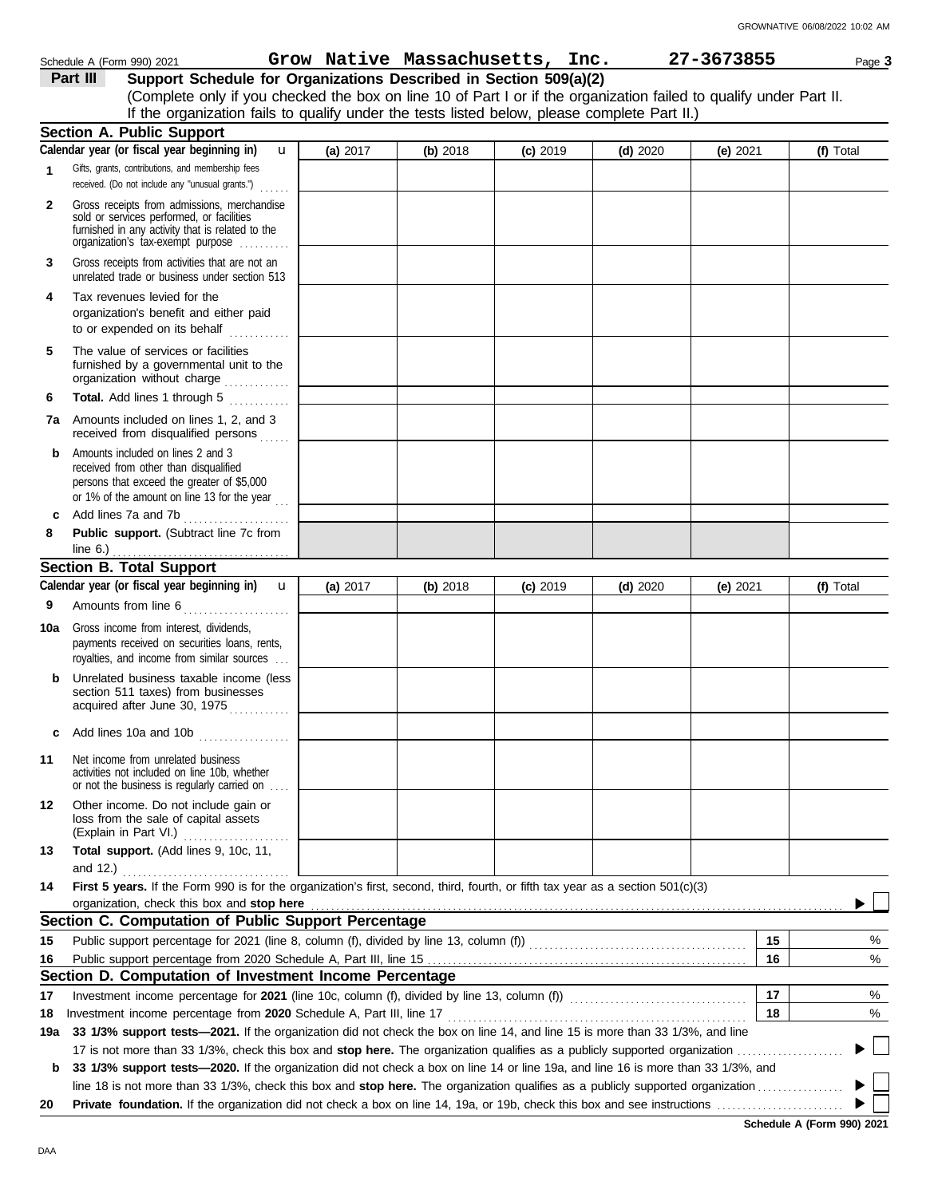Schedule A (Form 990) 2021 **Grow Native Massachusetts, Inc.** **27-3673855**

## Part III Support Schedule for Organizations Described in Section 509(a)(2)

(Complete only if you checked the box on line 10 of Part I or if the organization failed to qualify under Part II. If the organization fails to qualify under the tests listed below, please complete Part II.)

### Section A. Public Support

| Calendar year (or fiscal year beginning in) | (a) 2017 | (b) 2018 | (c) 2019 | (d) 2020 | (e) 2021 | (f) Total |
|---|---|---|---|---|---|---|
| **1** Gifts, grants, contributions, and membership fees received. (Do not include any "unusual grants.") | | | | | | |
| **2** Gross receipts from admissions, merchandise sold or services performed, or facilities furnished in any activity that is related to the organization's tax-exempt purpose | | | | | | |
| **3** Gross receipts from activities that are not an unrelated trade or business under section 513 | | | | | | |
| **4** Tax revenues levied for the organization's benefit and either paid to or expended on its behalf | | | | | | |
| **5** The value of services or facilities furnished by a governmental unit to the organization without charge | | | | | | |
| **6** **Total.** Add lines 1 through 5 | | | | | | |
| **7a** Amounts included on lines 1, 2, and 3 received from disqualified persons | | | | | | |
| **b** Amounts included on lines 2 and 3 received from other than disqualified persons that exceed the greater of $5,000 or 1% of the amount on line 13 for the year | | | | | | |
| **c** Add lines 7a and 7b | | | | | | |
| **8** **Public support.** (Subtract line 7c from line 6.) | | | | | | |

### Section B. Total Support

| Calendar year (or fiscal year beginning in) | (a) 2017 | (b) 2018 | (c) 2019 | (d) 2020 | (e) 2021 | (f) Total |
|---|---|---|---|---|---|---|
| **9** Amounts from line 6 | | | | | | |
| **10a** Gross income from interest, dividends, payments received on securities loans, rents, royalties, and income from similar sources | | | | | | |
| **b** Unrelated business taxable income (less section 511 taxes) from businesses acquired after June 30, 1975 | | | | | | |
| **c** Add lines 10a and 10b | | | | | | |
| **11** Net income from unrelated business activities not included on line 10b, whether or not the business is regularly carried on | | | | | | |
| **12** Other income. Do not include gain or loss from the sale of capital assets (Explain in Part VI.) | | | | | | |
| **13** **Total support.** (Add lines 9, 10c, 11, and 12.) | | | | | | |

**14** **First 5 years.** If the Form 990 is for the organization's first, second, third, fourth, or fifth tax year as a section 501(c)(3) organization, check this box and **stop here** ☐

### Section C. Computation of Public Support Percentage

| | | | |
|---|---|---|---|
| **15** | Public support percentage for 2021 (line 8, column (f), divided by line 13, column (f)) | 15 | % |
| **16** | Public support percentage from 2020 Schedule A, Part III, line 15 | 16 | % |

### Section D. Computation of Investment Income Percentage

| | | | |
|---|---|---|---|
| **17** | Investment income percentage for **2021** (line 10c, column (f), divided by line 13, column (f)) | 17 | % |
| **18** | Investment income percentage from **2020** Schedule A, Part III, line 17 | 18 | % |

**19a** **33 1/3% support tests—2021.** If the organization did not check the box on line 14, and line 15 is more than 33 1/3%, and line 17 is not more than 33 1/3%, check this box and **stop here.** The organization qualifies as a publicly supported organization ☐

**b** **33 1/3% support tests—2020.** If the organization did not check a box on line 14 or line 19a, and line 16 is more than 33 1/3%, and line 18 is not more than 33 1/3%, check this box and **stop here.** The organization qualifies as a publicly supported organization ☐

**20** **Private foundation.** If the organization did not check a box on line 14, 19a, or 19b, check this box and see instructions ☐

**Schedule A (Form 990) 2021**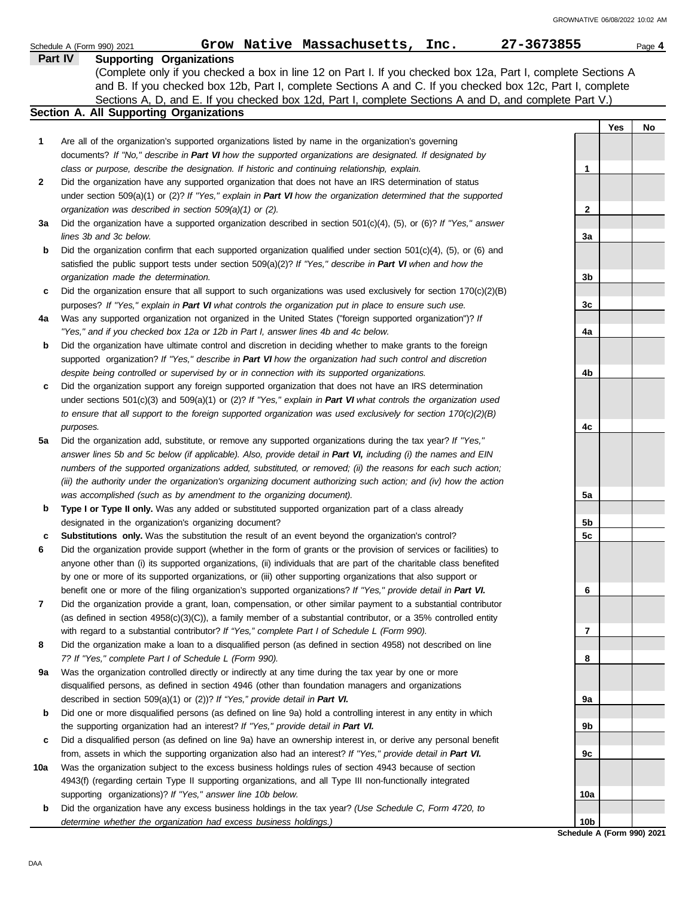Schedule A (Form 990) 2021 **Grow Native Massachusetts, Inc.** **27-3673855**

## Part IV Supporting Organizations

(Complete only if you checked a box in line 12 on Part I. If you checked box 12a, Part I, complete Sections A and B. If you checked box 12b, Part I, complete Sections A and C. If you checked box 12c, Part I, complete Sections A, D, and E. If you checked box 12d, Part I, complete Sections A and D, and complete Part V.)

### Section A. All Supporting Organizations

| | | | Yes | No |
|---|---|---|---|---|
| **1** | Are all of the organization's supported organizations listed by name in the organization's governing documents? *If "No," describe in **Part VI** how the supported organizations are designated. If designated by class or purpose, describe the designation. If historic and continuing relationship, explain.* | 1 | | |
| **2** | Did the organization have any supported organization that does not have an IRS determination of status under section 509(a)(1) or (2)? *If "Yes," explain in **Part VI** how the organization determined that the supported organization was described in section 509(a)(1) or (2).* | 2 | | |
| **3a** | Did the organization have a supported organization described in section 501(c)(4), (5), or (6)? *If "Yes," answer lines 3b and 3c below.* | 3a | | |
| **b** | Did the organization confirm that each supported organization qualified under section 501(c)(4), (5), or (6) and satisfied the public support tests under section 509(a)(2)? *If "Yes," describe in **Part VI** when and how the organization made the determination.* | 3b | | |
| **c** | Did the organization ensure that all support to such organizations was used exclusively for section 170(c)(2)(B) purposes? *If "Yes," explain in **Part VI** what controls the organization put in place to ensure such use.* | 3c | | |
| **4a** | Was any supported organization not organized in the United States ("foreign supported organization")? *If "Yes," and if you checked box 12a or 12b in Part I, answer lines 4b and 4c below.* | 4a | | |
| **b** | Did the organization have ultimate control and discretion in deciding whether to make grants to the foreign supported organization? *If "Yes," describe in **Part VI** how the organization had such control and discretion despite being controlled or supervised by or in connection with its supported organizations.* | 4b | | |
| **c** | Did the organization support any foreign supported organization that does not have an IRS determination under sections 501(c)(3) and 509(a)(1) or (2)? *If "Yes," explain in **Part VI** what controls the organization used to ensure that all support to the foreign supported organization was used exclusively for section 170(c)(2)(B) purposes.* | 4c | | |
| **5a** | Did the organization add, substitute, or remove any supported organizations during the tax year? *If "Yes," answer lines 5b and 5c below (if applicable). Also, provide detail in **Part VI,** including (i) the names and EIN numbers of the supported organizations added, substituted, or removed; (ii) the reasons for each such action; (iii) the authority under the organization's organizing document authorizing such action; and (iv) how the action was accomplished (such as by amendment to the organizing document).* | 5a | | |
| **b** | **Type I or Type II only.** Was any added or substituted supported organization part of a class already designated in the organization's organizing document? | 5b | | |
| **c** | **Substitutions only.** Was the substitution the result of an event beyond the organization's control? | 5c | | |
| **6** | Did the organization provide support (whether in the form of grants or the provision of services or facilities) to anyone other than (i) its supported organizations, (ii) individuals that are part of the charitable class benefited by one or more of its supported organizations, or (iii) other supporting organizations that also support or benefit one or more of the filing organization's supported organizations? *If "Yes," provide detail in **Part VI.*** | 6 | | |
| **7** | Did the organization provide a grant, loan, compensation, or other similar payment to a substantial contributor (as defined in section 4958(c)(3)(C)), a family member of a substantial contributor, or a 35% controlled entity with regard to a substantial contributor? *If "Yes," complete Part I of Schedule L (Form 990).* | 7 | | |
| **8** | Did the organization make a loan to a disqualified person (as defined in section 4958) not described on line 7? *If "Yes," complete Part I of Schedule L (Form 990).* | 8 | | |
| **9a** | Was the organization controlled directly or indirectly at any time during the tax year by one or more disqualified persons, as defined in section 4946 (other than foundation managers and organizations described in section 509(a)(1) or (2))? *If "Yes," provide detail in **Part VI.*** | 9a | | |
| **b** | Did one or more disqualified persons (as defined on line 9a) hold a controlling interest in any entity in which the supporting organization had an interest? *If "Yes," provide detail in **Part VI.*** | 9b | | |
| **c** | Did a disqualified person (as defined on line 9a) have an ownership interest in, or derive any personal benefit from, assets in which the supporting organization also had an interest? *If "Yes," provide detail in **Part VI.*** | 9c | | |
| **10a** | Was the organization subject to the excess business holdings rules of section 4943 because of section 4943(f) (regarding certain Type II supporting organizations, and all Type III non-functionally integrated supporting organizations)? *If "Yes," answer line 10b below.* | 10a | | |
| **b** | Did the organization have any excess business holdings in the tax year? *(Use Schedule C, Form 4720, to determine whether the organization had excess business holdings.)* | 10b | | |

**Schedule A (Form 990) 2021**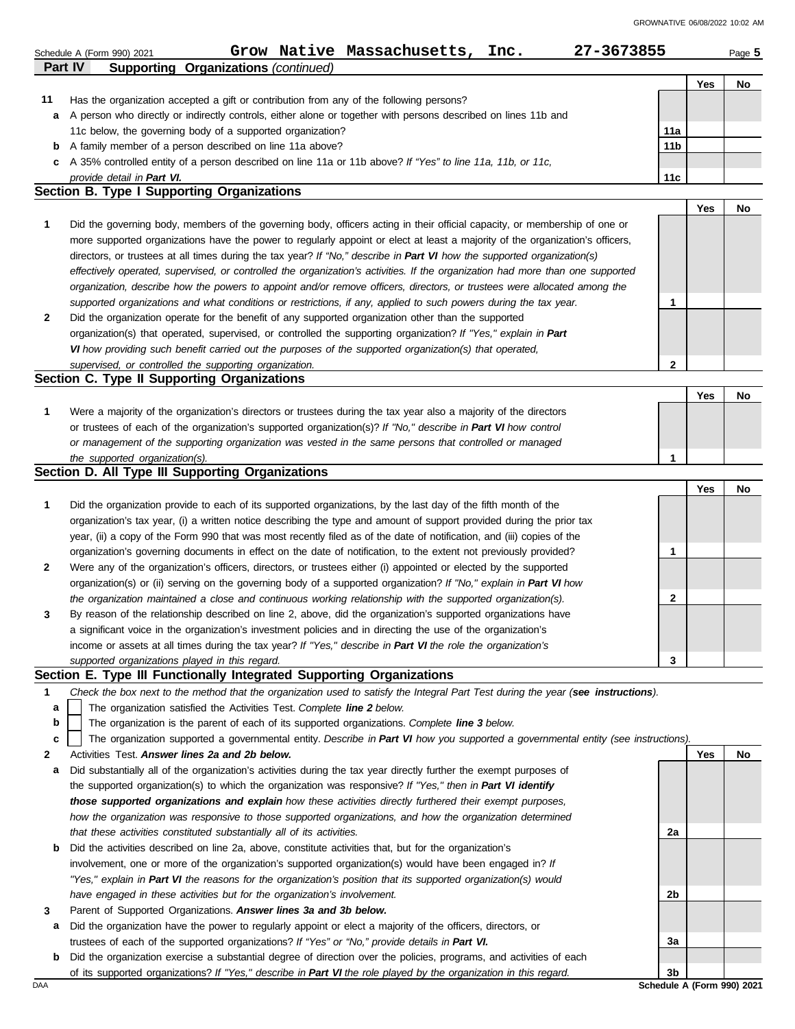Schedule A (Form 990) 2021 **Grow Native Massachusetts, Inc.** **27-3673855** Page **5**

**Part IV Supporting Organizations** *(continued)*

| | | | Yes | No |
|---|---|---|---|---|
| **11** | Has the organization accepted a gift or contribution from any of the following persons? | | | |
| **a** | A person who directly or indirectly controls, either alone or together with persons described on lines 11b and 11c below, the governing body of a supported organization? | **11a** | | |
| **b** | A family member of a person described on line 11a above? | **11b** | | |
| **c** | A 35% controlled entity of a person described on line 11a or 11b above? *If "Yes" to line 11a, 11b, or 11c, provide detail in* ***Part VI.*** | **11c** | | |

## Section B. Type I Supporting Organizations

| | | | Yes | No |
|---|---|---|---|---|
| **1** | Did the governing body, members of the governing body, officers acting in their official capacity, or membership of one or more supported organizations have the power to regularly appoint or elect at least a majority of the organization's officers, directors, or trustees at all times during the tax year? *If "No," describe in* ***Part VI*** *how the supported organization(s) effectively operated, supervised, or controlled the organization's activities. If the organization had more than one supported organization, describe how the powers to appoint and/or remove officers, directors, or trustees were allocated among the supported organizations and what conditions or restrictions, if any, applied to such powers during the tax year.* | **1** | | |
| **2** | Did the organization operate for the benefit of any supported organization other than the supported organization(s) that operated, supervised, or controlled the supporting organization? *If "Yes," explain in* ***Part VI*** *how providing such benefit carried out the purposes of the supported organization(s) that operated, supervised, or controlled the supporting organization.* | **2** | | |

## Section C. Type II Supporting Organizations

| | | | Yes | No |
|---|---|---|---|---|
| **1** | Were a majority of the organization's directors or trustees during the tax year also a majority of the directors or trustees of each of the organization's supported organization(s)? *If "No," describe in* ***Part VI*** *how control or management of the supporting organization was vested in the same persons that controlled or managed the supported organization(s).* | **1** | | |

## Section D. All Type III Supporting Organizations

| | | | Yes | No |
|---|---|---|---|---|
| **1** | Did the organization provide to each of its supported organizations, by the last day of the fifth month of the organization's tax year, (i) a written notice describing the type and amount of support provided during the prior tax year, (ii) a copy of the Form 990 that was most recently filed as of the date of notification, and (iii) copies of the organization's governing documents in effect on the date of notification, to the extent not previously provided? | **1** | | |
| **2** | Were any of the organization's officers, directors, or trustees either (i) appointed or elected by the supported organization(s) or (ii) serving on the governing body of a supported organization? *If "No," explain in* ***Part VI*** *how the organization maintained a close and continuous working relationship with the supported organization(s).* | **2** | | |
| **3** | By reason of the relationship described on line 2, above, did the organization's supported organizations have a significant voice in the organization's investment policies and in directing the use of the organization's income or assets at all times during the tax year? *If "Yes," describe in* ***Part VI*** *the role the organization's supported organizations played in this regard.* | **3** | | |

## Section E. Type III Functionally Integrated Supporting Organizations

**1** *Check the box next to the method that the organization used to satisfy the Integral Part Test during the year (**see instructions**).*

- **a** ☐ The organization satisfied the Activities Test. *Complete **line 2** below.*
- **b** ☐ The organization is the parent of each of its supported organizations. *Complete **line 3** below.*
- **c** ☐ The organization supported a governmental entity. *Describe in **Part VI** how you supported a governmental entity (see instructions).*

| | | | Yes | No |
|---|---|---|---|---|
| **2** | Activities Test. ***Answer lines 2a and 2b below.*** | | | |
| **a** | Did substantially all of the organization's activities during the tax year directly further the exempt purposes of the supported organization(s) to which the organization was responsive? *If "Yes," then in* ***Part VI identify those supported organizations and explain*** *how these activities directly furthered their exempt purposes, how the organization was responsive to those supported organizations, and how the organization determined that these activities constituted substantially all of its activities.* | **2a** | | |
| **b** | Did the activities described on line 2a, above, constitute activities that, but for the organization's involvement, one or more of the organization's supported organization(s) would have been engaged in? *If "Yes," explain in* ***Part VI*** *the reasons for the organization's position that its supported organization(s) would have engaged in these activities but for the organization's involvement.* | **2b** | | |
| **3** | Parent of Supported Organizations. ***Answer lines 3a and 3b below.*** | | | |
| **a** | Did the organization have the power to regularly appoint or elect a majority of the officers, directors, or trustees of each of the supported organizations? *If "Yes" or "No," provide details in* ***Part VI.*** | **3a** | | |
| **b** | Did the organization exercise a substantial degree of direction over the policies, programs, and activities of each of its supported organizations? *If "Yes," describe in* ***Part VI*** *the role played by the organization in this regard.* | **3b** | | |

DAA **Schedule A (Form 990) 2021**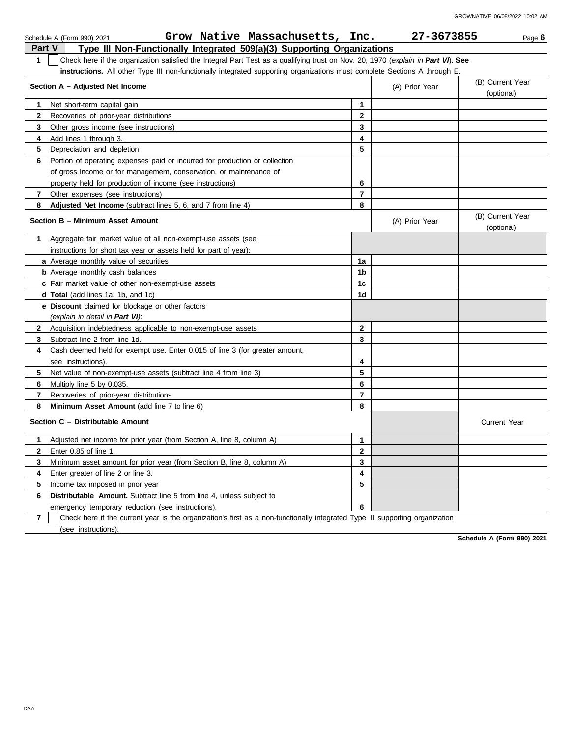Schedule A (Form 990) 2021 Grow Native Massachusetts, Inc. 27-3673855

## Part V Type III Non-Functionally Integrated 509(a)(3) Supporting Organizations

**1** ☐ Check here if the organization satisfied the Integral Part Test as a qualifying trust on Nov. 20, 1970 (*explain in* ***Part VI***). **See instructions.** All other Type III non-functionally integrated supporting organizations must complete Sections A through E.

| Section A – Adjusted Net Income | | (A) Prior Year | (B) Current Year (optional) |
|---|---|---|---|
| **1** Net short-term capital gain | 1 | | |
| **2** Recoveries of prior-year distributions | 2 | | |
| **3** Other gross income (see instructions) | 3 | | |
| **4** Add lines 1 through 3. | 4 | | |
| **5** Depreciation and depletion | 5 | | |
| **6** Portion of operating expenses paid or incurred for production or collection of gross income or for management, conservation, or maintenance of property held for production of income (see instructions) | 6 | | |
| **7** Other expenses (see instructions) | 7 | | |
| **8** **Adjusted Net Income** (subtract lines 5, 6, and 7 from line 4) | 8 | | |

| Section B – Minimum Asset Amount | | (A) Prior Year | (B) Current Year (optional) |
|---|---|---|---|
| **1** Aggregate fair market value of all non-exempt-use assets (see instructions for short tax year or assets held for part of year): | | | |
| **a** Average monthly value of securities | 1a | | |
| **b** Average monthly cash balances | 1b | | |
| **c** Fair market value of other non-exempt-use assets | 1c | | |
| **d** **Total** (add lines 1a, 1b, and 1c) | 1d | | |
| **e** **Discount** claimed for blockage or other factors (*explain in detail in* ***Part VI***): | | | |
| **2** Acquisition indebtedness applicable to non-exempt-use assets | 2 | | |
| **3** Subtract line 2 from line 1d. | 3 | | |
| **4** Cash deemed held for exempt use. Enter 0.015 of line 3 (for greater amount, see instructions). | 4 | | |
| **5** Net value of non-exempt-use assets (subtract line 4 from line 3) | 5 | | |
| **6** Multiply line 5 by 0.035. | 6 | | |
| **7** Recoveries of prior-year distributions | 7 | | |
| **8** **Minimum Asset Amount** (add line 7 to line 6) | 8 | | |

| Section C – Distributable Amount | | | Current Year |
|---|---|---|---|
| **1** Adjusted net income for prior year (from Section A, line 8, column A) | 1 | | |
| **2** Enter 0.85 of line 1. | 2 | | |
| **3** Minimum asset amount for prior year (from Section B, line 8, column A) | 3 | | |
| **4** Enter greater of line 2 or line 3. | 4 | | |
| **5** Income tax imposed in prior year | 5 | | |
| **6** **Distributable Amount.** Subtract line 5 from line 4, unless subject to emergency temporary reduction (see instructions). | 6 | | |

**7** ☐ Check here if the current year is the organization's first as a non-functionally integrated Type III supporting organization (see instructions).

**Schedule A (Form 990) 2021**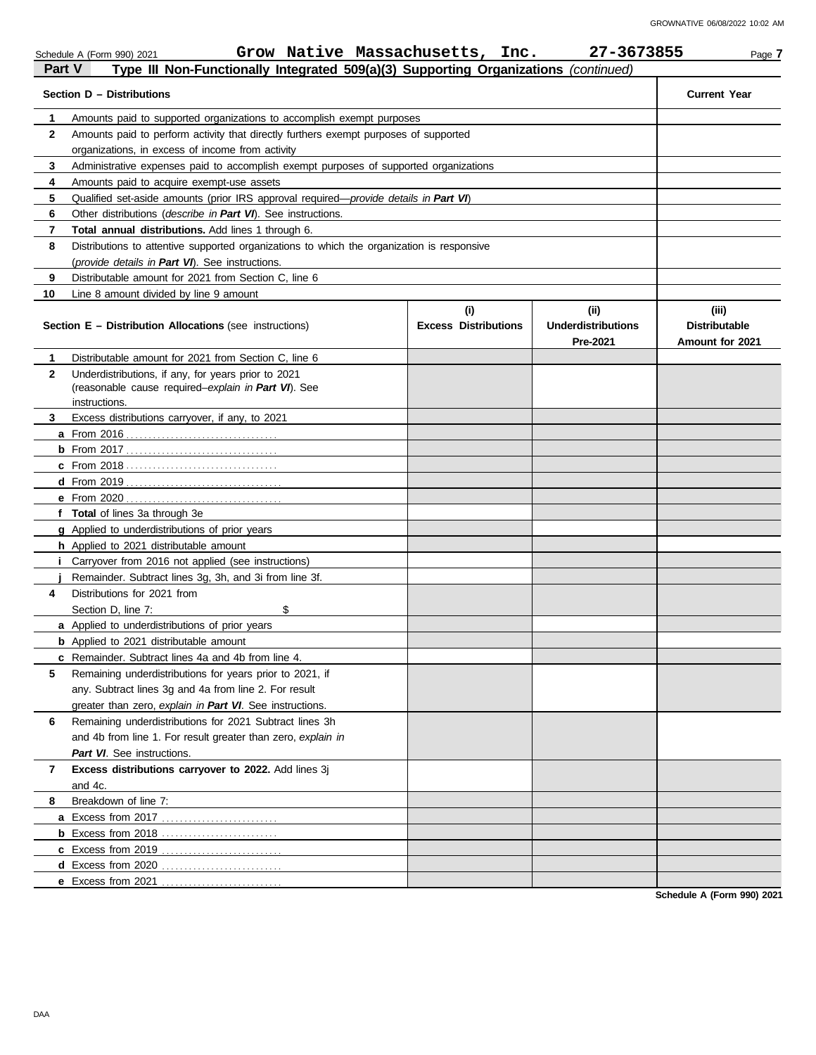Schedule A (Form 990) 2021 Grow Native Massachusetts, Inc. 27-3673855

## Part V Type III Non-Functionally Integrated 509(a)(3) Supporting Organizations *(continued)*

| Section D – Distributions | | Current Year |
|---|---|---|
| 1 | Amounts paid to supported organizations to accomplish exempt purposes | |
| 2 | Amounts paid to perform activity that directly furthers exempt purposes of supported organizations, in excess of income from activity | |
| 3 | Administrative expenses paid to accomplish exempt purposes of supported organizations | |
| 4 | Amounts paid to acquire exempt-use assets | |
| 5 | Qualified set-aside amounts (prior IRS approval required—*provide details in* ***Part VI***) | |
| 6 | Other distributions (*describe in* ***Part VI***). See instructions. | |
| 7 | **Total annual distributions.** Add lines 1 through 6. | |
| 8 | Distributions to attentive supported organizations to which the organization is responsive (*provide details in* ***Part VI***). See instructions. | |
| 9 | Distributable amount for 2021 from Section C, line 6 | |
| 10 | Line 8 amount divided by line 9 amount | |

| Section E – Distribution Allocations (see instructions) | (i) Excess Distributions | (ii) Underdistributions Pre-2021 | (iii) Distributable Amount for 2021 |
|---|---|---|---|
| **1** Distributable amount for 2021 from Section C, line 6 | | | |
| **2** Underdistributions, if any, for years prior to 2021 (reasonable cause required–*explain in* ***Part VI***). See instructions. | | | |
| **3** Excess distributions carryover, if any, to 2021 | | | |
| **a** From 2016 | | | |
| **b** From 2017 | | | |
| **c** From 2018 | | | |
| **d** From 2019 | | | |
| **e** From 2020 | | | |
| **f Total** of lines 3a through 3e | | | |
| **g** Applied to underdistributions of prior years | | | |
| **h** Applied to 2021 distributable amount | | | |
| **i** Carryover from 2016 not applied (see instructions) | | | |
| **j** Remainder. Subtract lines 3g, 3h, and 3i from line 3f. | | | |
| **4** Distributions for 2021 from Section D, line 7: $ | | | |
| **a** Applied to underdistributions of prior years | | | |
| **b** Applied to 2021 distributable amount | | | |
| **c** Remainder. Subtract lines 4a and 4b from line 4. | | | |
| **5** Remaining underdistributions for years prior to 2021, if any. Subtract lines 3g and 4a from line 2. For result greater than zero, *explain in* ***Part VI***. See instructions. | | | |
| **6** Remaining underdistributions for 2021 Subtract lines 3h and 4b from line 1. For result greater than zero, *explain in* ***Part VI***. See instructions. | | | |
| **7 Excess distributions carryover to 2022.** Add lines 3j and 4c. | | | |
| **8** Breakdown of line 7: | | | |
| **a** Excess from 2017 | | | |
| **b** Excess from 2018 | | | |
| **c** Excess from 2019 | | | |
| **d** Excess from 2020 | | | |
| **e** Excess from 2021 | | | |

**Schedule A (Form 990) 2021**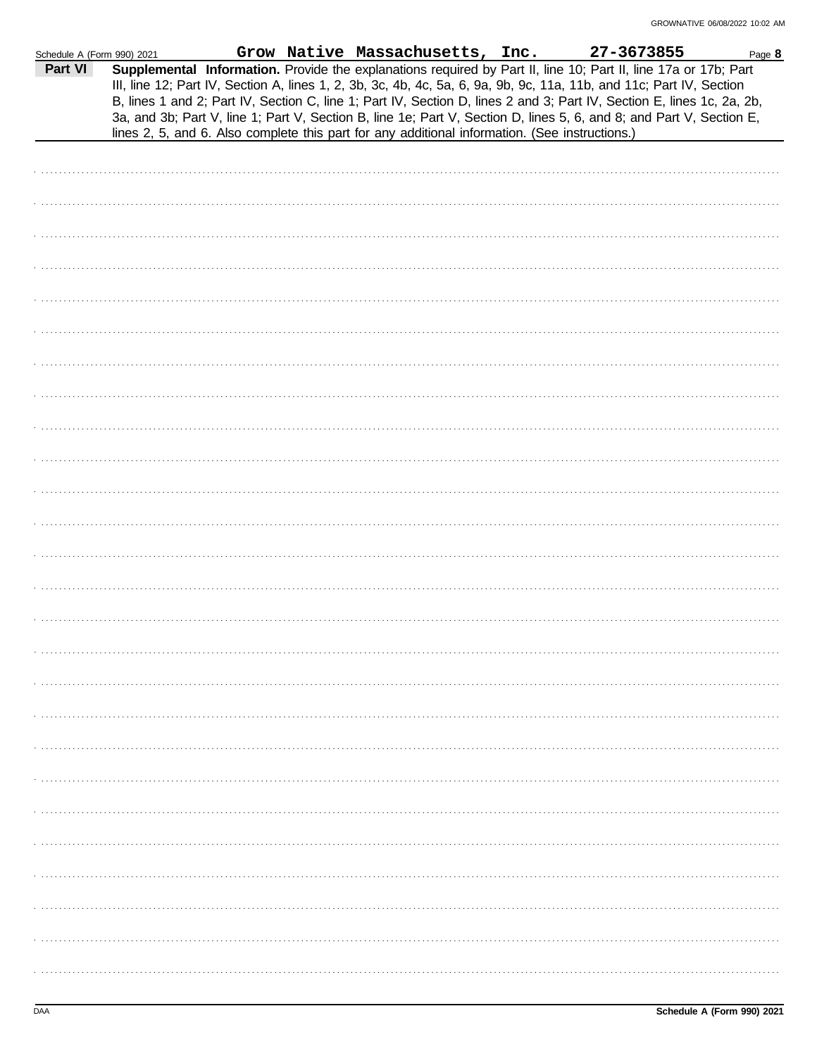Schedule A (Form 990) 2021 **Grow Native Massachusetts, Inc.** **27-3673855** Page **8**

**Part VI** **Supplemental Information.** Provide the explanations required by Part II, line 10; Part II, line 17a or 17b; Part III, line 12; Part IV, Section A, lines 1, 2, 3b, 3c, 4b, 4c, 5a, 6, 9a, 9b, 9c, 11a, 11b, and 11c; Part IV, Section B, lines 1 and 2; Part IV, Section C, line 1; Part IV, Section D, lines 2 and 3; Part IV, Section E, lines 1c, 2a, 2b, 3a, and 3b; Part V, line 1; Part V, Section B, line 1e; Part V, Section D, lines 5, 6, and 8; and Part V, Section E, lines 2, 5, and 6. Also complete this part for any additional information. (See instructions.)

DAA **Schedule A (Form 990) 2021**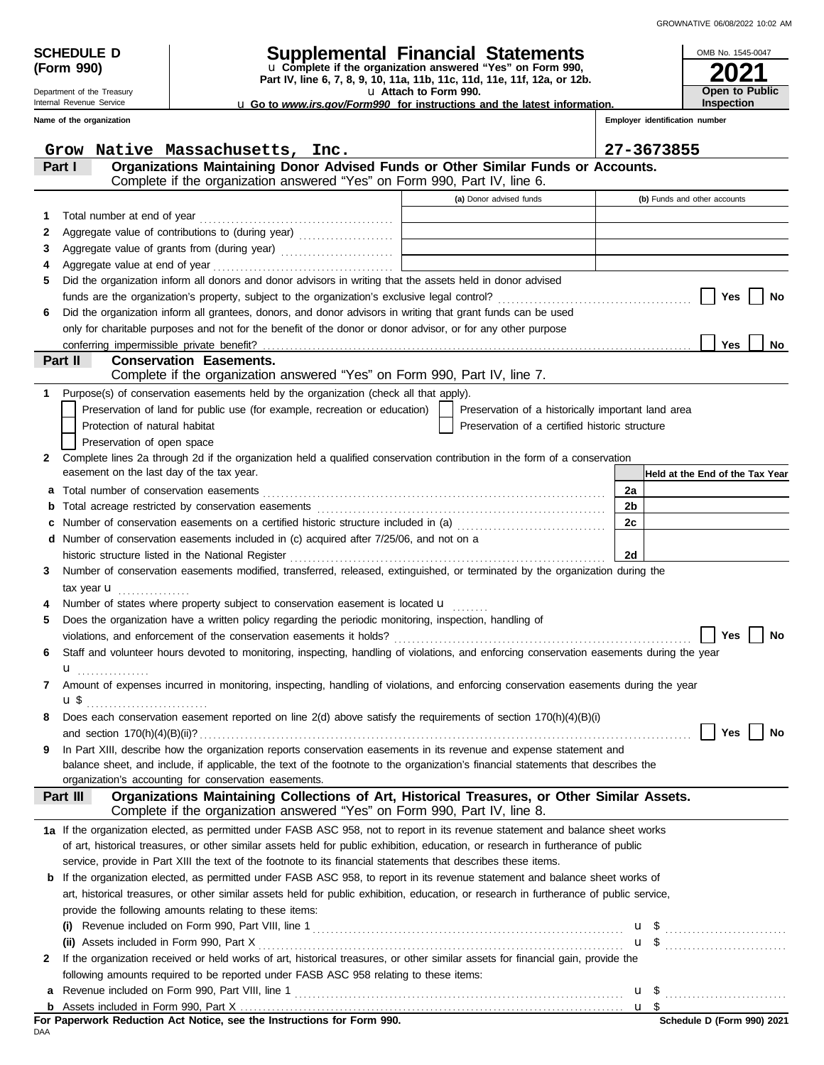GROWNATIVE 06/08/2022 10:02 AM

**SCHEDULE D (Form 990)**

Department of the Treasury
Internal Revenue Service

# Supplemental Financial Statements

u **Complete if the organization answered "Yes" on Form 990, Part IV, line 6, 7, 8, 9, 10, 11a, 11b, 11c, 11d, 11e, 11f, 12a, or 12b.**
u **Attach to Form 990.**
u **Go to *www.irs.gov/Form990* for instructions and the latest information.**

OMB No. 1545-0047
**2021**
**Open to Public Inspection**

**Name of the organization:** Grow Native Massachusetts, Inc.
**Employer identification number:** 27-3673855

## Part I — Organizations Maintaining Donor Advised Funds or Other Similar Funds or Accounts.
Complete if the organization answered "Yes" on Form 990, Part IV, line 6.

| | | (a) Donor advised funds | (b) Funds and other accounts |
|---|---|---|---|
| 1 | Total number at end of year | | |
| 2 | Aggregate value of contributions to (during year) | | |
| 3 | Aggregate value of grants from (during year) | | |
| 4 | Aggregate value at end of year | | |

5 Did the organization inform all donors and donor advisors in writing that the assets held in donor advised funds are the organization's property, subject to the organization's exclusive legal control? ☐ Yes ☐ No

6 Did the organization inform all grantees, donors, and donor advisors in writing that grant funds can be used only for charitable purposes and not for the benefit of the donor or donor advisor, or for any other purpose conferring impermissible private benefit? ☐ Yes ☐ No

## Part II — Conservation Easements.
Complete if the organization answered "Yes" on Form 990, Part IV, line 7.

1 Purpose(s) of conservation easements held by the organization (check all that apply).

- ☐ Preservation of land for public use (for example, recreation or education)
- ☐ Protection of natural habitat
- ☐ Preservation of open space
- ☐ Preservation of a historically important land area
- ☐ Preservation of a certified historic structure

2 Complete lines 2a through 2d if the organization held a qualified conservation contribution in the form of a conservation easement on the last day of the tax year.

| | | | Held at the End of the Tax Year |
|---|---|---|---|
| a | Total number of conservation easements | 2a | |
| b | Total acreage restricted by conservation easements | 2b | |
| c | Number of conservation easements on a certified historic structure included in (a) | 2c | |
| d | Number of conservation easements included in (c) acquired after 7/25/06, and not on a historic structure listed in the National Register | 2d | |

3 Number of conservation easements modified, transferred, released, extinguished, or terminated by the organization during the tax year u

4 Number of states where property subject to conservation easement is located u

5 Does the organization have a written policy regarding the periodic monitoring, inspection, handling of violations, and enforcement of the conservation easements it holds? ☐ Yes ☐ No

6 Staff and volunteer hours devoted to monitoring, inspecting, handling of violations, and enforcing conservation easements during the year u

7 Amount of expenses incurred in monitoring, inspecting, handling of violations, and enforcing conservation easements during the year u $

8 Does each conservation easement reported on line 2(d) above satisfy the requirements of section 170(h)(4)(B)(i) and section 170(h)(4)(B)(ii)? ☐ Yes ☐ No

9 In Part XIII, describe how the organization reports conservation easements in its revenue and expense statement and balance sheet, and include, if applicable, the text of the footnote to the organization's financial statements that describes the organization's accounting for conservation easements.

## Part III — Organizations Maintaining Collections of Art, Historical Treasures, or Other Similar Assets.
Complete if the organization answered "Yes" on Form 990, Part IV, line 8.

1a If the organization elected, as permitted under FASB ASC 958, not to report in its revenue statement and balance sheet works of art, historical treasures, or other similar assets held for public exhibition, education, or research in furtherance of public service, provide in Part XIII the text of the footnote to its financial statements that describes these items.

b If the organization elected, as permitted under FASB ASC 958, to report in its revenue statement and balance sheet works of art, historical treasures, or other similar assets held for public exhibition, education, or research in furtherance of public service, provide the following amounts relating to these items:

(i) Revenue included on Form 990, Part VIII, line 1 u $

(ii) Assets included in Form 990, Part X u $

2 If the organization received or held works of art, historical treasures, or other similar assets for financial gain, provide the following amounts required to be reported under FASB ASC 958 relating to these items:

a Revenue included on Form 990, Part VIII, line 1 u $

b Assets included in Form 990, Part X u $

**For Paperwork Reduction Act Notice, see the Instructions for Form 990.**
DAA
**Schedule D (Form 990) 2021**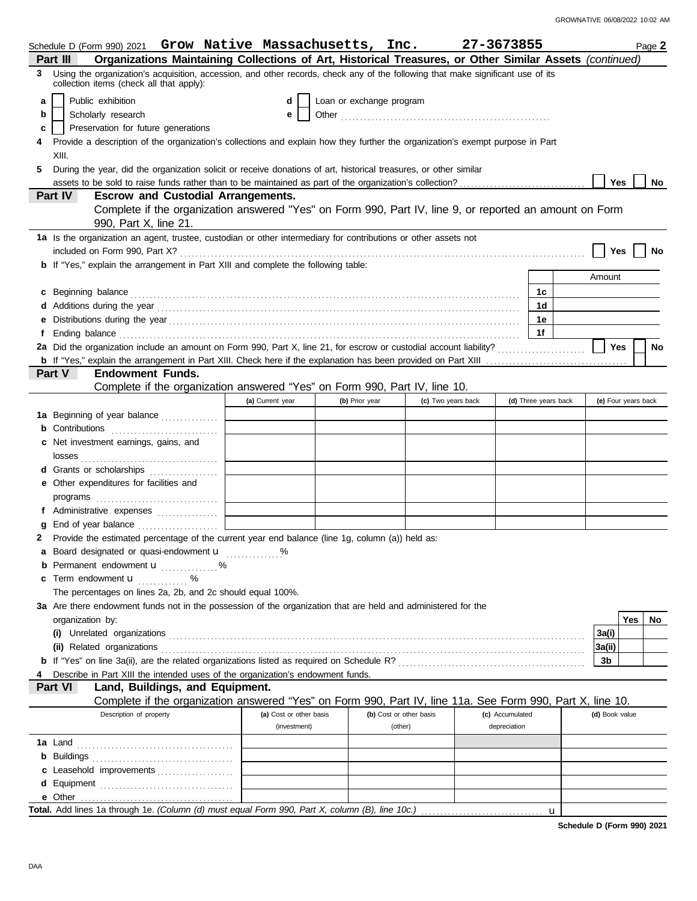Schedule D (Form 990) 2021 **Grow Native Massachusetts, Inc.** **27-3673855** Page **2**

## Part III Organizations Maintaining Collections of Art, Historical Treasures, or Other Similar Assets *(continued)*

**3** Using the organization's acquisition, accession, and other records, check any of the following that make significant use of its collection items (check all that apply):

- **a** ☐ Public exhibition
- **b** ☐ Scholarly research
- **c** ☐ Preservation for future generations
- **d** ☐ Loan or exchange program
- **e** ☐ Other ........................................................

**4** Provide a description of the organization's collections and explain how they further the organization's exempt purpose in Part XIII.

**5** During the year, did the organization solicit or receive donations of art, historical treasures, or other similar assets to be sold to raise funds rather than to be maintained as part of the organization's collection? ☐ Yes ☐ No

## Part IV Escrow and Custodial Arrangements.

Complete if the organization answered "Yes" on Form 990, Part IV, line 9, or reported an amount on Form 990, Part X, line 21.

**1a** Is the organization an agent, trustee, custodian or other intermediary for contributions or other assets not included on Form 990, Part X? ☐ Yes ☐ No

**b** If "Yes," explain the arrangement in Part XIII and complete the following table:

| | | Amount |
|---|---|---|
| **c** Beginning balance | 1c | |
| **d** Additions during the year | 1d | |
| **e** Distributions during the year | 1e | |
| **f** Ending balance | 1f | |

**2a** Did the organization include an amount on Form 990, Part X, line 21, for escrow or custodial account liability? ☐ Yes ☐ No

**b** If "Yes," explain the arrangement in Part XIII. Check here if the explanation has been provided on Part XIII ☐

## Part V Endowment Funds.

Complete if the organization answered "Yes" on Form 990, Part IV, line 10.

| | (a) Current year | (b) Prior year | (c) Two years back | (d) Three years back | (e) Four years back |
|---|---|---|---|---|---|
| **1a** Beginning of year balance | | | | | |
| **b** Contributions | | | | | |
| **c** Net investment earnings, gains, and losses | | | | | |
| **d** Grants or scholarships | | | | | |
| **e** Other expenditures for facilities and programs | | | | | |
| **f** Administrative expenses | | | | | |
| **g** End of year balance | | | | | |

**2** Provide the estimated percentage of the current year end balance (line 1g, column (a)) held as:

- **a** Board designated or quasi-endowment u ............ %
- **b** Permanent endowment u ............ %
- **c** Term endowment u ............ %

The percentages on lines 2a, 2b, and 2c should equal 100%.

**3a** Are there endowment funds not in the possession of the organization that are held and administered for the organization by:

| | | Yes | No |
|---|---|---|---|
| **(i)** Unrelated organizations | 3a(i) | | |
| **(ii)** Related organizations | 3a(ii) | | |
| **b** If "Yes" on line 3a(ii), are the related organizations listed as required on Schedule R? | 3b | | |

**4** Describe in Part XIII the intended uses of the organization's endowment funds.

## Part VI Land, Buildings, and Equipment.

Complete if the organization answered "Yes" on Form 990, Part IV, line 11a. See Form 990, Part X, line 10.

| Description of property | (a) Cost or other basis (investment) | (b) Cost or other basis (other) | (c) Accumulated depreciation | (d) Book value |
|---|---|---|---|---|
| **1a** Land | | | | |
| **b** Buildings | | | | |
| **c** Leasehold improvements | | | | |
| **d** Equipment | | | | |
| **e** Other | | | | |
| **Total.** Add lines 1a through 1e. *(Column (d) must equal Form 990, Part X, column (B), line 10c.)* u | | | | |

**Schedule D (Form 990) 2021**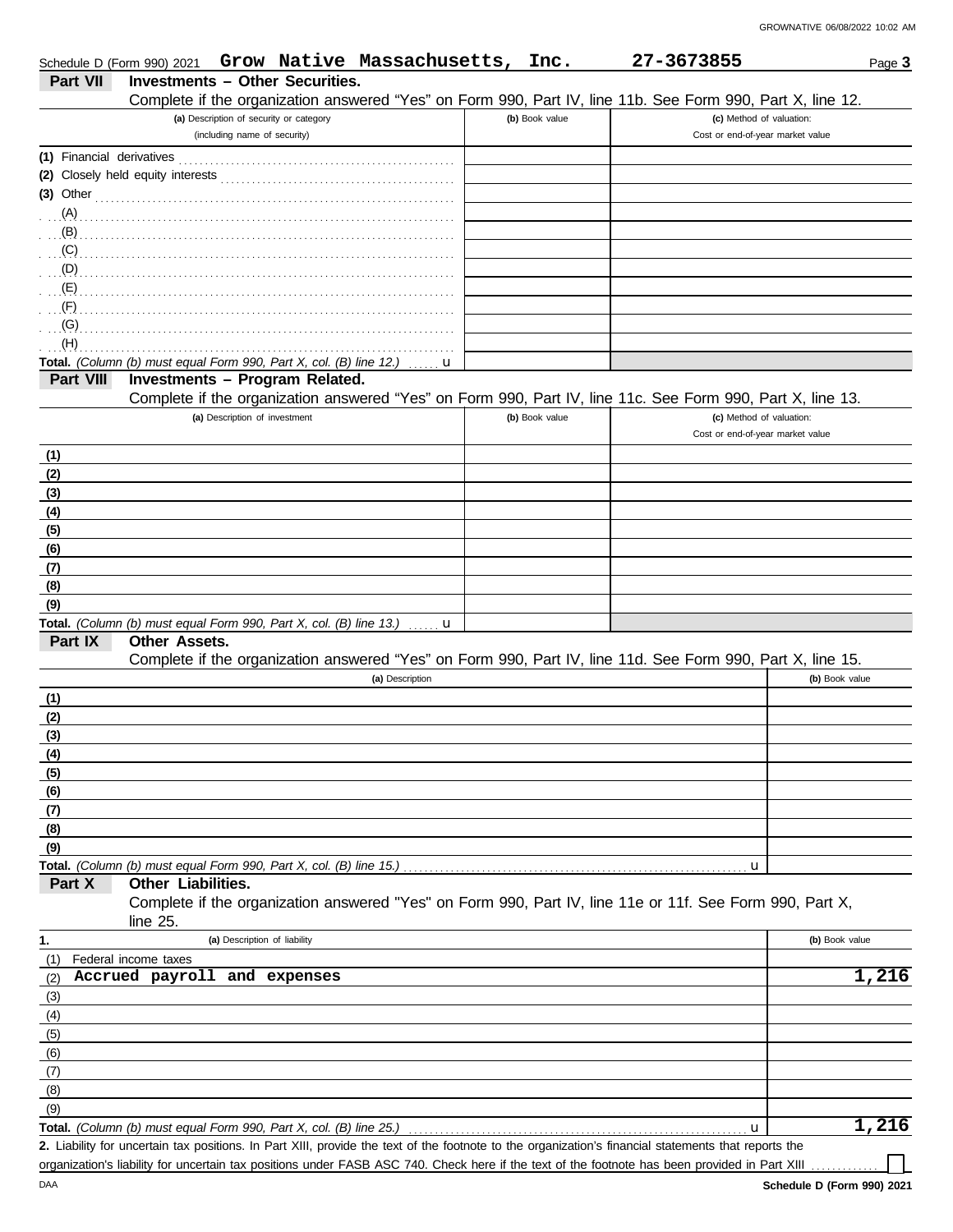Schedule D (Form 990) 2021 **Grow Native Massachusetts, Inc.** **27-3673855**

## Part VII Investments – Other Securities.

Complete if the organization answered "Yes" on Form 990, Part IV, line 11b. See Form 990, Part X, line 12.

| (a) Description of security or category (including name of security) | (b) Book value | (c) Method of valuation: Cost or end-of-year market value |
|---|---|---|
| (1) Financial derivatives | | |
| (2) Closely held equity interests | | |
| (3) Other | | |
| (A) | | |
| (B) | | |
| (C) | | |
| (D) | | |
| (E) | | |
| (F) | | |
| (G) | | |
| (H) | | |
| **Total.** *(Column (b) must equal Form 990, Part X, col. (B) line 12.)* u | | |

## Part VIII Investments – Program Related.

Complete if the organization answered "Yes" on Form 990, Part IV, line 11c. See Form 990, Part X, line 13.

| (a) Description of investment | (b) Book value | (c) Method of valuation: Cost or end-of-year market value |
|---|---|---|
| (1) | | |
| (2) | | |
| (3) | | |
| (4) | | |
| (5) | | |
| (6) | | |
| (7) | | |
| (8) | | |
| (9) | | |
| **Total.** *(Column (b) must equal Form 990, Part X, col. (B) line 13.)* u | | |

## Part IX Other Assets.

Complete if the organization answered "Yes" on Form 990, Part IV, line 11d. See Form 990, Part X, line 15.

| (a) Description | (b) Book value |
|---|---|
| (1) | |
| (2) | |
| (3) | |
| (4) | |
| (5) | |
| (6) | |
| (7) | |
| (8) | |
| (9) | |
| **Total.** *(Column (b) must equal Form 990, Part X, col. (B) line 15.)* u | |

## Part X Other Liabilities.

Complete if the organization answered "Yes" on Form 990, Part IV, line 11e or 11f. See Form 990, Part X, line 25.

| 1. (a) Description of liability | (b) Book value |
|---|---|
| (1) Federal income taxes | |
| (2) Accrued payroll and expenses | 1,216 |
| (3) | |
| (4) | |
| (5) | |
| (6) | |
| (7) | |
| (8) | |
| (9) | |
| **Total.** *(Column (b) must equal Form 990, Part X, col. (B) line 25.)* u | 1,216 |

**2.** Liability for uncertain tax positions. In Part XIII, provide the text of the footnote to the organization's financial statements that reports the organization's liability for uncertain tax positions under FASB ASC 740. Check here if the text of the footnote has been provided in Part XIII ☐

DAA **Schedule D (Form 990) 2021**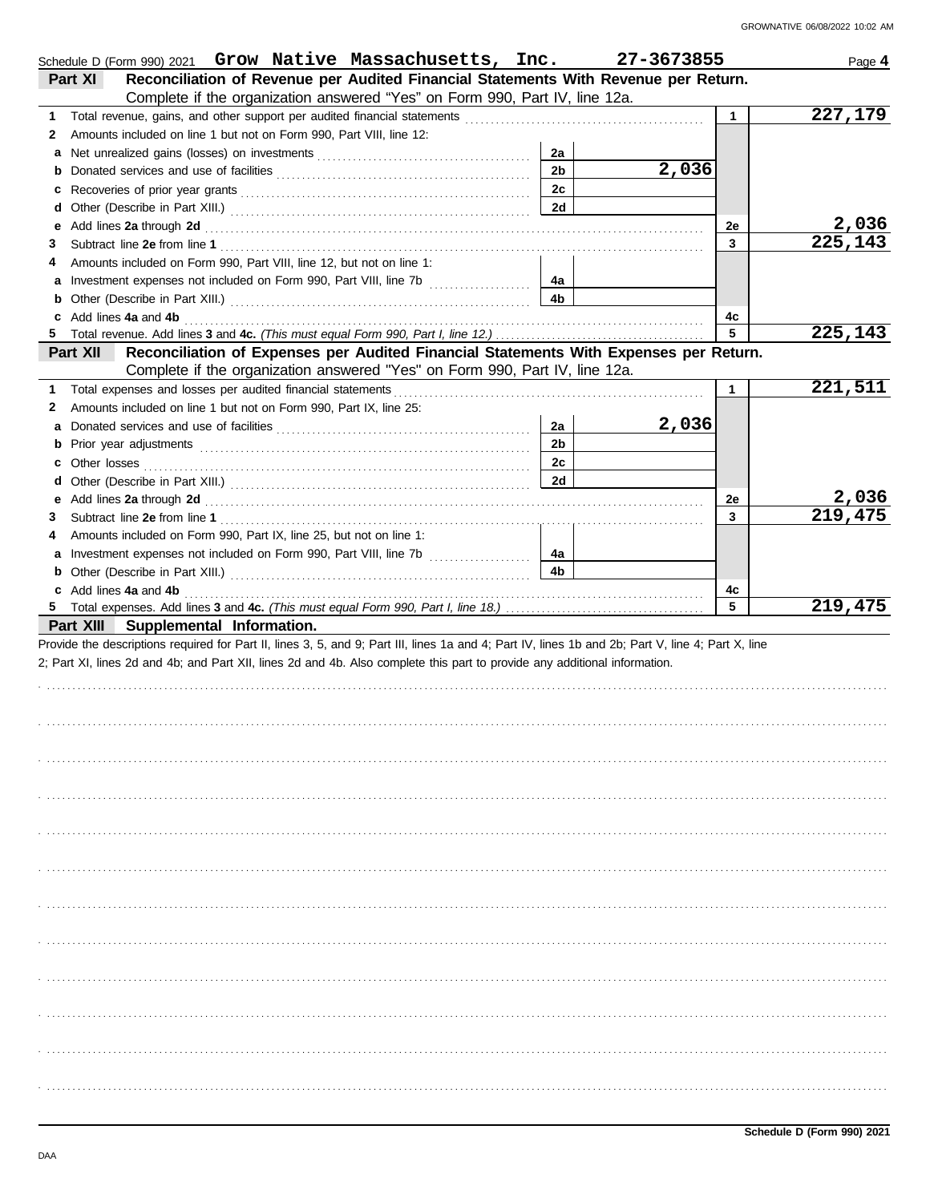Schedule D (Form 990) 2021 **Grow Native Massachusetts, Inc.** **27-3673855** Page **4**

## Part XI Reconciliation of Revenue per Audited Financial Statements With Revenue per Return.

Complete if the organization answered "Yes" on Form 990, Part IV, line 12a.

| | | | | | |
|---|---|---|---|---|---|
| **1** | Total revenue, gains, and other support per audited financial statements | | | 1 | 227,179 |
| **2** | Amounts included on line 1 but not on Form 990, Part VIII, line 12: | | | | |
| **a** | Net unrealized gains (losses) on investments | 2a | | | |
| **b** | Donated services and use of facilities | 2b | 2,036 | | |
| **c** | Recoveries of prior year grants | 2c | | | |
| **d** | Other (Describe in Part XIII.) | 2d | | | |
| **e** | Add lines **2a** through **2d** | | | 2e | 2,036 |
| **3** | Subtract line **2e** from line **1** | | | 3 | 225,143 |
| **4** | Amounts included on Form 990, Part VIII, line 12, but not on line 1: | | | | |
| **a** | Investment expenses not included on Form 990, Part VIII, line 7b | 4a | | | |
| **b** | Other (Describe in Part XIII.) | 4b | | | |
| **c** | Add lines **4a** and **4b** | | | 4c | |
| **5** | Total revenue. Add lines **3** and **4c.** *(This must equal Form 990, Part I, line 12.)* | | | 5 | 225,143 |

## Part XII Reconciliation of Expenses per Audited Financial Statements With Expenses per Return.

Complete if the organization answered "Yes" on Form 990, Part IV, line 12a.

| | | | | | |
|---|---|---|---|---|---|
| **1** | Total expenses and losses per audited financial statements | | | 1 | 221,511 |
| **2** | Amounts included on line 1 but not on Form 990, Part IX, line 25: | | | | |
| **a** | Donated services and use of facilities | 2a | 2,036 | | |
| **b** | Prior year adjustments | 2b | | | |
| **c** | Other losses | 2c | | | |
| **d** | Other (Describe in Part XIII.) | 2d | | | |
| **e** | Add lines **2a** through **2d** | | | 2e | 2,036 |
| **3** | Subtract line **2e** from line **1** | | | 3 | 219,475 |
| **4** | Amounts included on Form 990, Part IX, line 25, but not on line 1: | | | | |
| **a** | Investment expenses not included on Form 990, Part VIII, line 7b | 4a | | | |
| **b** | Other (Describe in Part XIII.) | 4b | | | |
| **c** | Add lines **4a** and **4b** | | | 4c | |
| **5** | Total expenses. Add lines **3** and **4c.** *(This must equal Form 990, Part I, line 18.)* | | | 5 | 219,475 |

## Part XIII Supplemental Information.

Provide the descriptions required for Part II, lines 3, 5, and 9; Part III, lines 1a and 4; Part IV, lines 1b and 2b; Part V, line 4; Part X, line 2; Part XI, lines 2d and 4b; and Part XII, lines 2d and 4b. Also complete this part to provide any additional information.

Schedule D (Form 990) 2021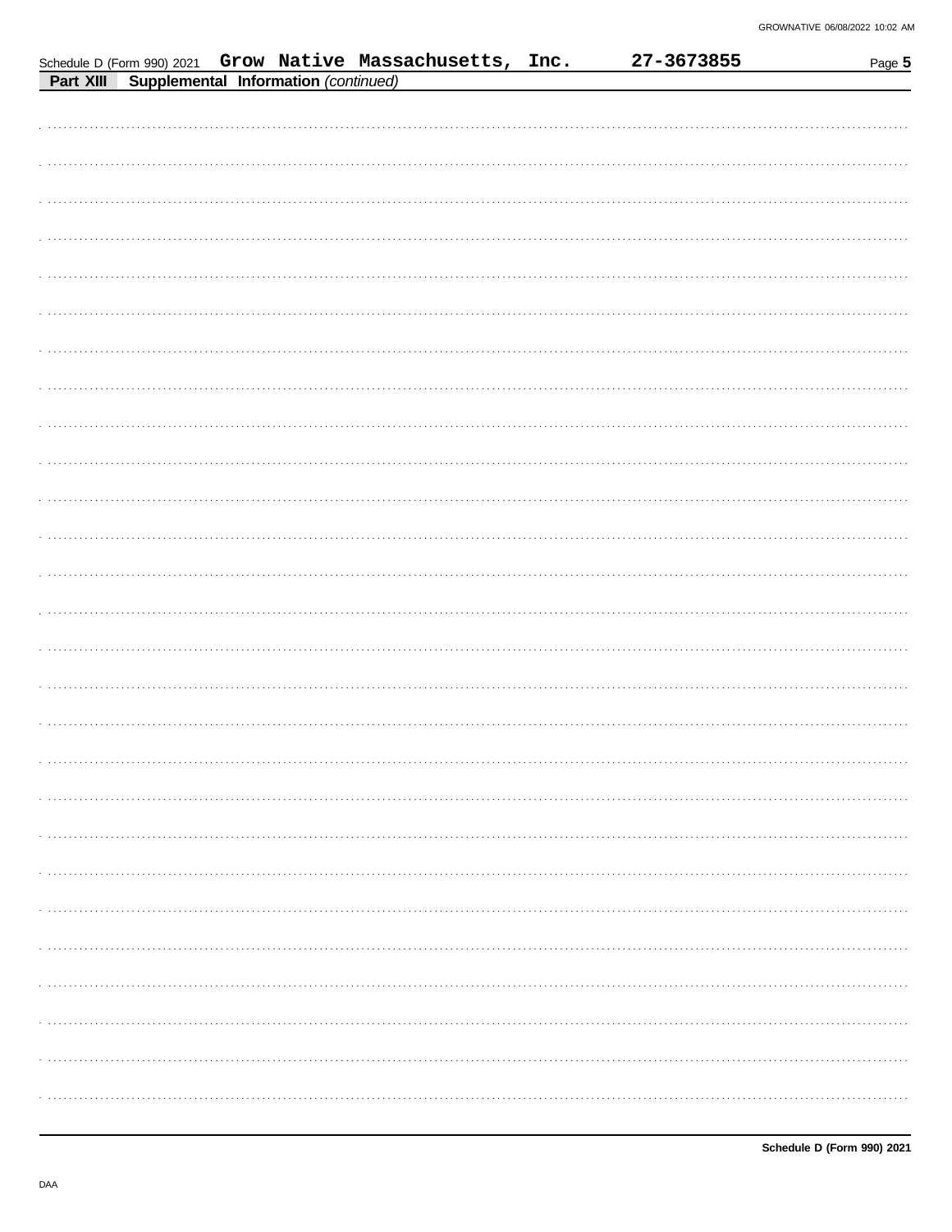Schedule D (Form 990) 2021 **Grow Native Massachusetts, Inc.** **27-3673855** Page **5**

**Part XIII Supplemental Information** *(continued)*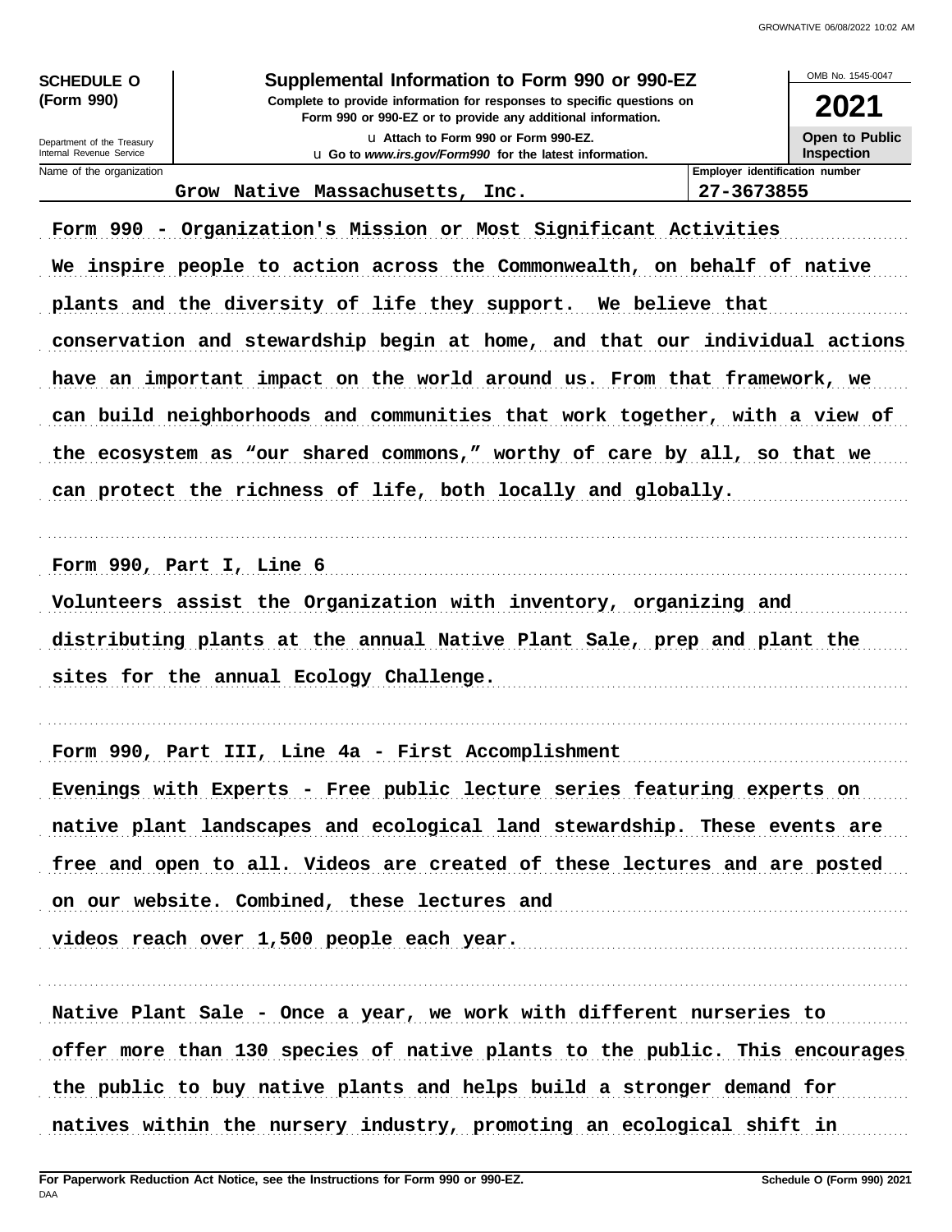**SCHEDULE O (Form 990)**

Department of the Treasury
Internal Revenue Service

# Supplemental Information to Form 990 or 990-EZ

**Complete to provide information for responses to specific questions on Form 990 or 990-EZ or to provide any additional information.**

u Attach to Form 990 or Form 990-EZ.

u Go to *www.irs.gov/Form990* for the latest information.

OMB No. 1545-0047

**2021**

**Open to Public Inspection**

| Name of the organization | Employer identification number |
|---|---|
| Grow Native Massachusetts, Inc. | 27-3673855 |

Form 990 - Organization's Mission or Most Significant Activities

We inspire people to action across the Commonwealth, on behalf of native plants and the diversity of life they support. We believe that conservation and stewardship begin at home, and that our individual actions have an important impact on the world around us. From that framework, we can build neighborhoods and communities that work together, with a view of the ecosystem as “our shared commons,” worthy of care by all, so that we can protect the richness of life, both locally and globally.

Form 990, Part I, Line 6

Volunteers assist the Organization with inventory, organizing and distributing plants at the annual Native Plant Sale, prep and plant the sites for the annual Ecology Challenge.

Form 990, Part III, Line 4a - First Accomplishment

Evenings with Experts - Free public lecture series featuring experts on native plant landscapes and ecological land stewardship. These events are free and open to all. Videos are created of these lectures and are posted on our website. Combined, these lectures and videos reach over 1,500 people each year.

Native Plant Sale - Once a year, we work with different nurseries to offer more than 130 species of native plants to the public. This encourages the public to buy native plants and helps build a stronger demand for natives within the nursery industry, promoting an ecological shift in

**For Paperwork Reduction Act Notice, see the Instructions for Form 990 or 990-EZ.**

**Schedule O (Form 990) 2021**

DAA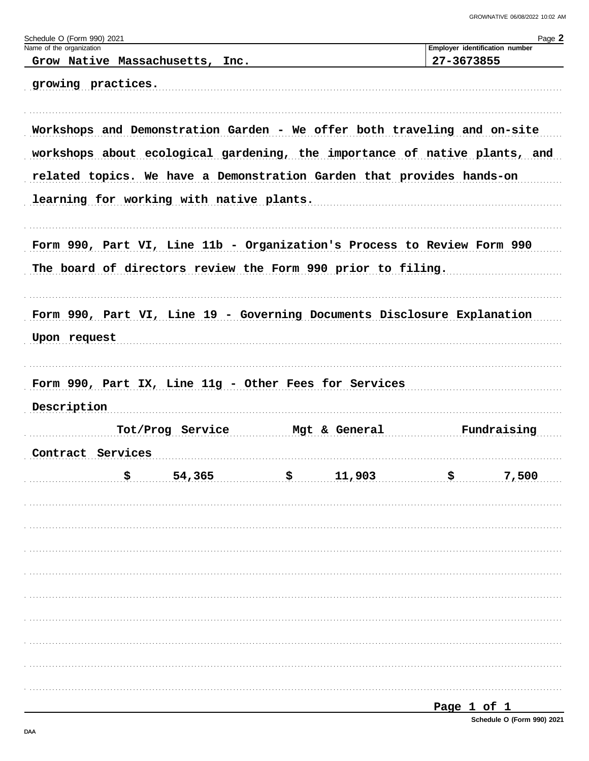Schedule O (Form 990) 2021

Name of the organization: Grow Native Massachusetts, Inc.

Employer identification number: 27-3673855

growing practices.

Workshops and Demonstration Garden - We offer both traveling and on-site workshops about ecological gardening, the importance of native plants, and related topics. We have a Demonstration Garden that provides hands-on learning for working with native plants.

Form 990, Part VI, Line 11b - Organization's Process to Review Form 990

The board of directors review the Form 990 prior to filing.

Form 990, Part VI, Line 19 - Governing Documents Disclosure Explanation

Upon request

Form 990, Part IX, Line 11g - Other Fees for Services

| Description | Tot/Prog Service | Mgt & General | Fundraising |
|---|---|---|---|
| Contract Services | $ 54,365 | $ 11,903 | $ 7,500 |